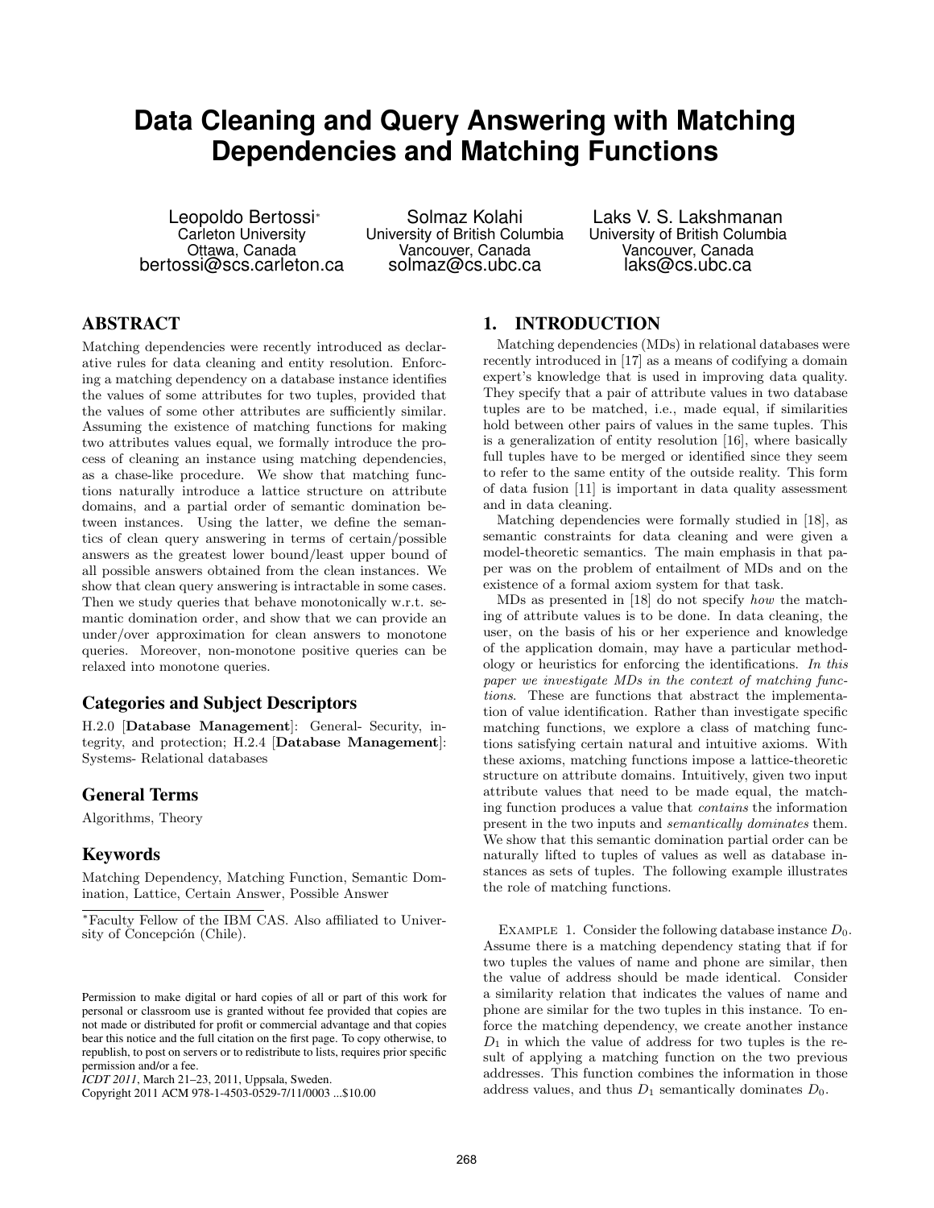# Data Cleaning and Query Answering with Matching Dependencies and Matching Functions

Leopoldo Bertossi*
Carleton University
Ottawa, Canada
bertossi@scs.carleton.ca

Solmaz Kolahi
University of British Columbia
Vancouver, Canada
solmaz@cs.ubc.ca

Laks V. S. Lakshmanan
University of British Columbia
Vancouver, Canada
laks@cs.ubc.ca

## ABSTRACT

Matching dependencies were recently introduced as declarative rules for data cleaning and entity resolution. Enforcing a matching dependency on a database instance identifies the values of some attributes for two tuples, provided that the values of some other attributes are sufficiently similar. Assuming the existence of matching functions for making two attributes values equal, we formally introduce the process of cleaning an instance using matching dependencies, as a chase-like procedure. We show that matching functions naturally introduce a lattice structure on attribute domains, and a partial order of semantic domination between instances. Using the latter, we define the semantics of clean query answering in terms of certain/possible answers as the greatest lower bound/least upper bound of all possible answers obtained from the clean instances. We show that clean query answering is intractable in some cases. Then we study queries that behave monotonically w.r.t. semantic domination order, and show that we can provide an under/over approximation for clean answers to monotone queries. Moreover, non-monotone positive queries can be relaxed into monotone queries.

### Categories and Subject Descriptors

H.2.0 [**Database Management**]: General- Security, integrity, and protection; H.2.4 [**Database Management**]: Systems- Relational databases

### General Terms

Algorithms, Theory

### Keywords

Matching Dependency, Matching Function, Semantic Domination, Lattice, Certain Answer, Possible Answer

*Faculty Fellow of the IBM CAS. Also affiliated to University of Concepción (Chile).

Permission to make digital or hard copies of all or part of this work for personal or classroom use is granted without fee provided that copies are not made or distributed for profit or commercial advantage and that copies bear this notice and the full citation on the first page. To copy otherwise, to republish, to post on servers or to redistribute to lists, requires prior specific permission and/or a fee.
*ICDT 2011*, March 21–23, 2011, Uppsala, Sweden.
Copyright 2011 ACM 978-1-4503-0529-7/11/0003 ...$10.00

## 1. INTRODUCTION

Matching dependencies (MDs) in relational databases were recently introduced in [17] as a means of codifying a domain expert's knowledge that is used in improving data quality. They specify that a pair of attribute values in two database tuples are to be matched, i.e., made equal, if similarities hold between other pairs of values in the same tuples. This is a generalization of entity resolution [16], where basically full tuples have to be merged or identified since they seem to refer to the same entity of the outside reality. This form of data fusion [11] is important in data quality assessment and in data cleaning.

Matching dependencies were formally studied in [18], as semantic constraints for data cleaning and were given a model-theoretic semantics. The main emphasis in that paper was on the problem of entailment of MDs and on the existence of a formal axiom system for that task.

MDs as presented in [18] do not specify *how* the matching of attribute values is to be done. In data cleaning, the user, on the basis of his or her experience and knowledge of the application domain, may have a particular methodology or heuristics for enforcing the identifications. *In this paper we investigate MDs in the context of matching functions.* These are functions that abstract the implementation of value identification. Rather than investigate specific matching functions, we explore a class of matching functions satisfying certain natural and intuitive axioms. With these axioms, matching functions impose a lattice-theoretic structure on attribute domains. Intuitively, given two input attribute values that need to be made equal, the matching function produces a value that *contains* the information present in the two inputs and *semantically dominates* them. We show that this semantic domination partial order can be naturally lifted to tuples of values as well as database instances as sets of tuples. The following example illustrates the role of matching functions.

Example 1. Consider the following database instance $D_0$. Assume there is a matching dependency stating that if for two tuples the values of name and phone are similar, then the value of address should be made identical. Consider a similarity relation that indicates the values of name and phone are similar for the two tuples in this instance. To enforce the matching dependency, we create another instance $D_1$ in which the value of address for two tuples is the result of applying a matching function on the two previous addresses. This function combines the information in those address values, and thus $D_1$ semantically dominates $D_0$.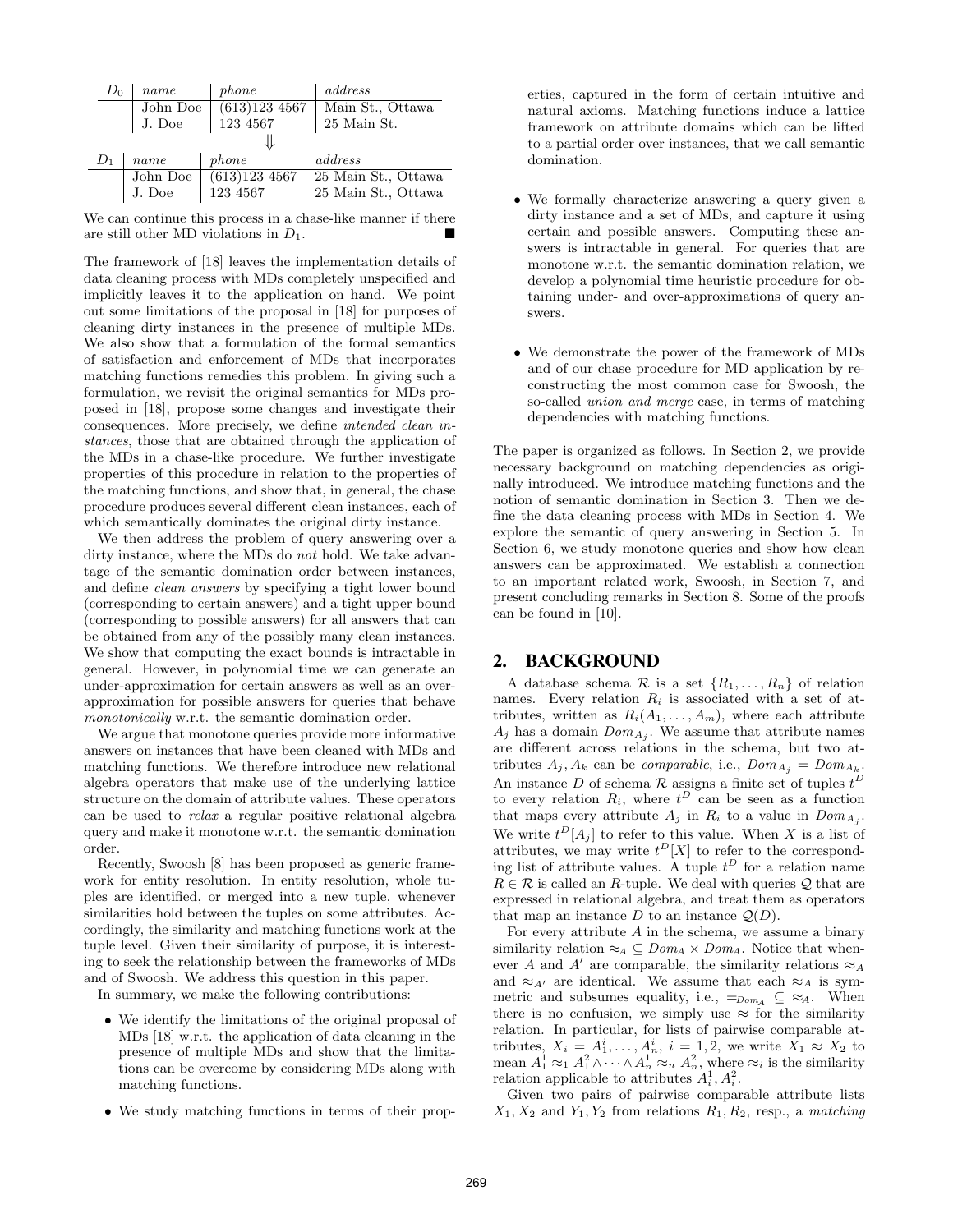| $D_0$ | *name* | *phone* | *address* |
|---|---|---|---|
| | John Doe | (613)123 4567 | Main St., Ottawa |
| | J. Doe | 123 4567 | 25 Main St. |

$\Downarrow$

| $D_1$ | *name* | *phone* | *address* |
|---|---|---|---|
| | John Doe | (613)123 4567 | 25 Main St., Ottawa |
| | J. Doe | 123 4567 | 25 Main St., Ottawa |

We can continue this process in a chase-like manner if there are still other MD violations in $D_1$. ■

The framework of [18] leaves the implementation details of data cleaning process with MDs completely unspecified and implicitly leaves it to the application on hand. We point out some limitations of the proposal in [18] for purposes of cleaning dirty instances in the presence of multiple MDs. We also show that a formulation of the formal semantics of satisfaction and enforcement of MDs that incorporates matching functions remedies this problem. In giving such a formulation, we revisit the original semantics for MDs proposed in [18], propose some changes and investigate their consequences. More precisely, we define *intended clean instances*, those that are obtained through the application of the MDs in a chase-like procedure. We further investigate properties of this procedure in relation to the properties of the matching functions, and show that, in general, the chase procedure produces several different clean instances, each of which semantically dominates the original dirty instance.

We then address the problem of query answering over a dirty instance, where the MDs do *not* hold. We take advantage of the semantic domination order between instances, and define *clean answers* by specifying a tight lower bound (corresponding to certain answers) and a tight upper bound (corresponding to possible answers) for all answers that can be obtained from any of the possibly many clean instances. We show that computing the exact bounds is intractable in general. However, in polynomial time we can generate an under-approximation for certain answers as well as an over-approximation for possible answers for queries that behave *monotonically* w.r.t. the semantic domination order.

We argue that monotone queries provide more informative answers on instances that have been cleaned with MDs and matching functions. We therefore introduce new relational algebra operators that make use of the underlying lattice structure on the domain of attribute values. These operators can be used to *relax* a regular positive relational algebra query and make it monotone w.r.t. the semantic domination order.

Recently, Swoosh [8] has been proposed as generic framework for entity resolution. In entity resolution, whole tuples are identified, or merged into a new tuple, whenever similarities hold between the tuples on some attributes. Accordingly, the similarity and matching functions work at the tuple level. Given their similarity of purpose, it is interesting to seek the relationship between the frameworks of MDs and of Swoosh. We address this question in this paper.

In summary, we make the following contributions:

- We identify the limitations of the original proposal of MDs [18] w.r.t. the application of data cleaning in the presence of multiple MDs and show that the limitations can be overcome by considering MDs along with matching functions.
- We study matching functions in terms of their properties, captured in the form of certain intuitive and natural axioms. Matching functions induce a lattice framework on attribute domains which can be lifted to a partial order over instances, that we call semantic domination.
- We formally characterize answering a query given a dirty instance and a set of MDs, and capture it using certain and possible answers. Computing these answers is intractable in general. For queries that are monotone w.r.t. the semantic domination relation, we develop a polynomial time heuristic procedure for obtaining under- and over-approximations of query answers.
- We demonstrate the power of the framework of MDs and of our chase procedure for MD application by reconstructing the most common case for Swoosh, the so-called *union and merge* case, in terms of matching dependencies with matching functions.

The paper is organized as follows. In Section 2, we provide necessary background on matching dependencies as originally introduced. We introduce matching functions and the notion of semantic domination in Section 3. Then we define the data cleaning process with MDs in Section 4. We explore the semantic of query answering in Section 5. In Section 6, we study monotone queries and show how clean answers can be approximated. We establish a connection to an important related work, Swoosh, in Section 7, and present concluding remarks in Section 8. Some of the proofs can be found in [10].

## 2. BACKGROUND

A database schema $\mathcal{R}$ is a set $\{R_1, \ldots, R_n\}$ of relation names. Every relation $R_i$ is associated with a set of attributes, written as $R_i(A_1, \ldots, A_m)$, where each attribute $A_j$ has a domain $Dom_{A_j}$. We assume that attribute names are different across relations in the schema, but two attributes $A_j, A_k$ can be *comparable*, i.e., $Dom_{A_j} = Dom_{A_k}$. An instance $D$ of schema $\mathcal{R}$ assigns a finite set of tuples $t^D$ to every relation $R_i$, where $t^D$ can be seen as a function that maps every attribute $A_j$ in $R_i$ to a value in $Dom_{A_j}$. We write $t^D[A_j]$ to refer to this value. When $X$ is a list of attributes, we may write $t^D[X]$ to refer to the corresponding list of attribute values. A tuple $t^D$ for a relation name $R \in \mathcal{R}$ is called an $R$-tuple. We deal with queries $\mathcal{Q}$ that are expressed in relational algebra, and treat them as operators that map an instance $D$ to an instance $\mathcal{Q}(D)$.

For every attribute $A$ in the schema, we assume a binary similarity relation $\approx_A \subseteq Dom_A \times Dom_A$. Notice that whenever $A$ and $A'$ are comparable, the similarity relations $\approx_A$ and $\approx_{A'}$ are identical. We assume that each $\approx_A$ is symmetric and subsumes equality, i.e., $=_{Dom_A} \subseteq \approx_A$. When there is no confusion, we simply use $\approx$ for the similarity relation. In particular, for lists of pairwise comparable attributes, $X_i = A_1^i, \ldots, A_n^i$, $i = 1, 2$, we write $X_1 \approx X_2$ to mean $A_1^1 \approx_1 A_1^2 \wedge \cdots \wedge A_n^1 \approx_n A_n^2$, where $\approx_i$ is the similarity relation applicable to attributes $A_i^1, A_i^2$.

Given two pairs of pairwise comparable attribute lists $X_1, X_2$ and $Y_1, Y_2$ from relations $R_1, R_2$, resp., a *matching*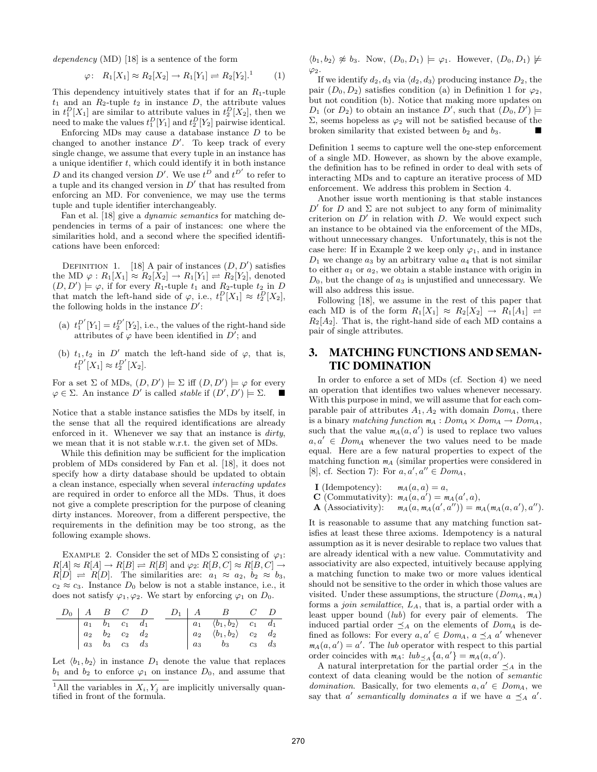*dependency* (MD) [18] is a sentence of the form

$$\varphi:\quad R_1[X_1] \approx R_2[X_2] \rightarrow R_1[Y_1] \rightleftharpoons R_2[Y_2].^1 \qquad (1)$$

This dependency intuitively states that if for an $R_1$-tuple $t_1$ and an $R_2$-tuple $t_2$ in instance $D$, the attribute values in $t_1^D[X_1]$ are similar to attribute values in $t_2^D[X_2]$, then we need to make the values $t_1^D[Y_1]$ and $t_2^D[Y_2]$ pairwise identical.

Enforcing MDs may cause a database instance $D$ to be changed to another instance $D'$. To keep track of every single change, we assume that every tuple in an instance has a unique identifier $t$, which could identify it in both instance $D$ and its changed version $D'$. We use $t^D$ and $t^{D'}$ to refer to a tuple and its changed version in $D'$ that has resulted from enforcing an MD. For convenience, we may use the terms tuple and tuple identifier interchangeably.

Fan et al. [18] give a *dynamic semantics* for matching dependencies in terms of a pair of instances: one where the similarities hold, and a second where the specified identifications have been enforced:

Definition 1. [18] A pair of instances $(D, D')$ satisfies the MD $\varphi : R_1[X_1] \approx R_2[X_2] \rightarrow R_1[Y_1] \rightleftharpoons R_2[Y_2]$, denoted $(D, D') \models \varphi$, if for every $R_1$-tuple $t_1$ and $R_2$-tuple $t_2$ in $D$ that match the left-hand side of $\varphi$, i.e., $t_1^D[X_1] \approx t_2^D[X_2]$, the following holds in the instance $D'$:

(a) $t_1^{D'}[Y_1] = t_2^{D'}[Y_2]$, i.e., the values of the right-hand side attributes of $\varphi$ have been identified in $D'$; and

(b) $t_1, t_2$ in $D'$ match the left-hand side of $\varphi$, that is, $t_1^{D'}[X_1] \approx t_2^{D'}[X_2]$.

For a set $\Sigma$ of MDs, $(D, D') \models \Sigma$ iff $(D, D') \models \varphi$ for every $\varphi \in \Sigma$. An instance $D'$ is called *stable* if $(D', D') \models \Sigma$. ■

Notice that a stable instance satisfies the MDs by itself, in the sense that all the required identifications are already enforced in it. Whenever we say that an instance is *dirty*, we mean that it is not stable w.r.t. the given set of MDs.

While this definition may be sufficient for the implication problem of MDs considered by Fan et al. [18], it does not specify how a dirty database should be updated to obtain a clean instance, especially when several *interacting updates* are required in order to enforce all the MDs. Thus, it does not give a complete prescription for the purpose of cleaning dirty instances. Moreover, from a different perspective, the requirements in the definition may be too strong, as the following example shows.

Example 2. Consider the set of MDs $\Sigma$ consisting of $\varphi_1$: $R[A] \approx R[A] \rightarrow R[B] \rightleftharpoons R[B]$ and $\varphi_2$: $R[B, C] \approx R[B, C] \rightarrow R[D] \rightleftharpoons R[D]$. The similarities are: $a_1 \approx a_2$, $b_2 \approx b_3$, $c_2 \approx c_3$. Instance $D_0$ below is not a stable instance, i.e., it does not satisfy $\varphi_1, \varphi_2$. We start by enforcing $\varphi_1$ on $D_0$.

| $D_0$ | $A$ | $B$ | $C$ | $D$ |
|---|---|---|---|---|
| | $a_1$ | $b_1$ | $c_1$ | $d_1$ |
| | $a_2$ | $b_2$ | $c_2$ | $d_2$ |
| | $a_3$ | $b_3$ | $c_3$ | $d_3$ |

| $D_1$ | $A$ | $B$ | $C$ | $D$ |
|---|---|---|---|---|
| | $a_1$ | $\langle b_1, b_2\rangle$ | $c_1$ | $d_1$ |
| | $a_2$ | $\langle b_1, b_2\rangle$ | $c_2$ | $d_2$ |
| | $a_3$ | $b_3$ | $c_3$ | $d_3$ |

Let $\langle b_1, b_2\rangle$ in instance $D_1$ denote the value that replaces $b_1$ and $b_2$ to enforce $\varphi_1$ on instance $D_0$, and assume that $\langle b_1, b_2\rangle \not\approx b_3$. Now, $(D_0, D_1) \models \varphi_1$. However, $(D_0, D_1) \not\models \varphi_2$.

If we identify $d_2, d_3$ via $\langle d_2, d_3\rangle$ producing instance $D_2$, the pair $(D_0, D_2)$ satisfies condition (a) in Definition 1 for $\varphi_2$, but not condition (b). Notice that making more updates on $D_1$ (or $D_2$) to obtain an instance $D'$, such that $(D_0, D') \models \Sigma$, seems hopeless as $\varphi_2$ will not be satisfied because of the broken similarity that existed between $b_2$ and $b_3$. ■

Definition 1 seems to capture well the one-step enforcement of a single MD. However, as shown by the above example, the definition has to be refined in order to deal with sets of interacting MDs and to capture an iterative process of MD enforcement. We address this problem in Section 4.

Another issue worth mentioning is that stable instances $D'$ for $D$ and $\Sigma$ are not subject to any form of minimality criterion on $D'$ in relation with $D$. We would expect such an instance to be obtained via the enforcement of the MDs, without unnecessary changes. Unfortunately, this is not the case here: If in Example 2 we keep only $\varphi_1$, and in instance $D_1$ we change $a_3$ by an arbitrary value $a_4$ that is not similar to either $a_1$ or $a_2$, we obtain a stable instance with origin in $D_0$, but the change of $a_3$ is unjustified and unnecessary. We will also address this issue.

Following [18], we assume in the rest of this paper that each MD is of the form $R_1[X_1] \approx R_2[X_2] \rightarrow R_1[A_1] \rightleftharpoons R_2[A_2]$. That is, the right-hand side of each MD contains a pair of single attributes.

## 3. MATCHING FUNCTIONS AND SEMANTIC DOMINATION

In order to enforce a set of MDs (cf. Section 4) we need an operation that identifies two values whenever necessary. With this purpose in mind, we will assume that for each comparable pair of attributes $A_1, A_2$ with domain $Dom_A$, there is a binary *matching function* $m_A : Dom_A \times Dom_A \rightarrow Dom_A$, such that the value $m_A(a, a')$ is used to replace two values $a, a' \in Dom_A$ whenever the two values need to be made equal. Here are a few natural properties to expect of the matching function $m_A$ (similar properties were considered in [8], cf. Section 7): For $a, a', a'' \in Dom_A$,

- **I** (Idempotency): $m_A(a, a) = a$,
- **C** (Commutativity): $m_A(a, a') = m_A(a', a)$,
- **A** (Associativity): $m_A(a, m_A(a', a'')) = m_A(m_A(a, a'), a'')$.

It is reasonable to assume that any matching function satisfies at least these three axioms. Idempotency is a natural assumption as it is never desirable to replace two values that are already identical with a new value. Commutativity and associativity are also expected, intuitively because applying a matching function to make two or more values identical should not be sensitive to the order in which those values are visited. Under these assumptions, the structure $(Dom_A, m_A)$ forms a *join semilattice*, $L_A$, that is, a partial order with a least upper bound (*lub*) for every pair of elements. The induced partial order $\preceq_A$ on the elements of $Dom_A$ is defined as follows: For every $a, a' \in Dom_A$, $a \preceq_A a'$ whenever $m_A(a, a') = a'$. The *lub* operator with respect to this partial order coincides with $m_A$: $lub_{\preceq_A}\{a, a'\} = m_A(a, a')$.

A natural interpretation for the partial order $\preceq_A$ in the context of data cleaning would be the notion of *semantic domination*. Basically, for two elements $a, a' \in Dom_A$, we say that $a'$ *semantically dominates* $a$ if we have $a \preceq_A a'$.

[1] All the variables in $X_i, Y_j$ are implicitly universally quantified in front of the formula.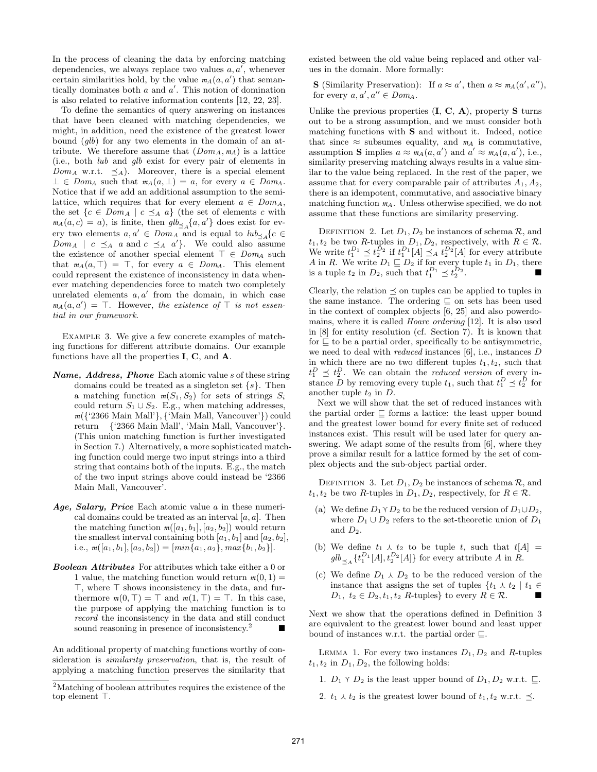In the process of cleaning the data by enforcing matching dependencies, we always replace two values $a, a'$, whenever certain similarities hold, by the value $m_A(a, a')$ that semantically dominates both $a$ and $a'$. This notion of domination is also related to relative information contents [12, 22, 23].

To define the semantics of query answering on instances that have been cleaned with matching dependencies, we might, in addition, need the existence of the greatest lower bound (*glb*) for any two elements in the domain of an attribute. We therefore assume that $(Dom_A, m_A)$ is a lattice (i.e., both *lub* and *glb* exist for every pair of elements in $Dom_A$ w.r.t. $\preceq_A$). Moreover, there is a special element $\bot \in Dom_A$ such that $m_A(a, \bot) = a$, for every $a \in Dom_A$. Notice that if we add an additional assumption to the semi-lattice, which requires that for every element $a \in Dom_A$, the set $\{c \in Dom_A \mid c \preceq_A a\}$ (the set of elements $c$ with $m_A(a, c) = a$), is finite, then $glb_{\preceq_A}\{a, a'\}$ does exist for every two elements $a, a' \in Dom_A$ and is equal to $lub_{\preceq_A}\{c \in Dom_A \mid c \preceq_A a \text{ and } c \preceq_A a'\}$. We could also assume the existence of another special element $\top \in Dom_A$ such that $m_A(a, \top) = \top$, for every $a \in Dom_A$. This element could represent the existence of inconsistency in data whenever matching dependencies force to match two completely unrelated elements $a, a'$ from the domain, in which case $m_A(a, a') = \top$. However, *the existence of* $\top$ *is not essential in our framework*.

Example 3. We give a few concrete examples of matching functions for different attribute domains. Our example functions have all the properties **I**, **C**, and **A**.

***Name, Address, Phone*** Each atomic value $s$ of these string domains could be treated as a singleton set $\{s\}$. Then a matching function $m(S_1, S_2)$ for sets of strings $S_i$ could return $S_1 \cup S_2$. E.g., when matching addresses, $m$({'2366 Main Mall'}, {'Main Mall, Vancouver'}) could return {'2366 Main Mall', 'Main Mall, Vancouver'}. (This union matching function is further investigated in Section 7.) Alternatively, a more sophisticated matching function could merge two input strings into a third string that contains both of the inputs. E.g., the match of the two input strings above could instead be '2366 Main Mall, Vancouver'.

***Age, Salary, Price*** Each atomic value $a$ in these numerical domains could be treated as an interval $[a, a]$. Then the matching function $m([a_1, b_1], [a_2, b_2])$ would return the smallest interval containing both $[a_1, b_1]$ and $[a_2, b_2]$, i.e., $m([a_1, b_1], [a_2, b_2]) = [min\{a_1, a_2\}, max\{b_1, b_2\}]$.

***Boolean Attributes*** For attributes which take either a 0 or 1 value, the matching function would return $m(0, 1) = \top$, where $\top$ shows inconsistency in the data, and furthermore $m(0, \top) = \top$ and $m(1, \top) = \top$. In this case, the purpose of applying the matching function is to *record* the inconsistency in the data and still conduct sound reasoning in presence of inconsistency.[2] ■

An additional property of matching functions worthy of consideration is *similarity preservation*, that is, the result of applying a matching function preserves the similarity that existed between the old value being replaced and other values in the domain. More formally:

**S** (Similarity Preservation): If $a \approx a'$, then $a \approx m_A(a', a'')$, for every $a, a', a'' \in Dom_A$.

Unlike the previous properties (**I**, **C**, **A**), property **S** turns out to be a strong assumption, and we must consider both matching functions with **S** and without it. Indeed, notice that since $\approx$ subsumes equality, and $m_A$ is commutative, assumption **S** implies $a \approx m_A(a, a')$ and $a' \approx m_A(a, a')$, i.e., similarity preserving matching always results in a value similar to the value being replaced. In the rest of the paper, we assume that for every comparable pair of attributes $A_1, A_2$, there is an idempotent, commutative, and associative binary matching function $m_A$. Unless otherwise specified, we do not assume that these functions are similarity preserving.

Definition 2. Let $D_1, D_2$ be instances of schema $\mathcal{R}$, and $t_1, t_2$ be two $R$-tuples in $D_1, D_2$, respectively, with $R \in \mathcal{R}$. We write $t_1^{D_1} \preceq t_2^{D_2}$ if $t_1^{D_1}[A] \preceq_A t_2^{D_2}[A]$ for every attribute $A$ in $R$. We write $D_1 \sqsubseteq D_2$ if for every tuple $t_1$ in $D_1$, there is a tuple $t_2$ in $D_2$, such that $t_1^{D_1} \preceq t_2^{D_2}$. ■

Clearly, the relation $\preceq$ on tuples can be applied to tuples in the same instance. The ordering $\sqsubseteq$ on sets has been used in the context of complex objects [6, 25] and also powerdomains, where it is called *Hoare ordering* [12]. It is also used in [8] for entity resolution (cf. Section 7). It is known that for $\sqsubseteq$ to be a partial order, specifically to be antisymmetric, we need to deal with *reduced* instances [6], i.e., instances $D$ in which there are no two different tuples $t_1, t_2$, such that $t_1^D \preceq t_2^D$. We can obtain the *reduced version* of every instance $D$ by removing every tuple $t_1$, such that $t_1^D \preceq t_2^D$ for another tuple $t_2$ in $D$.

Next we will show that the set of reduced instances with the partial order $\sqsubseteq$ forms a lattice: the least upper bound and the greatest lower bound for every finite set of reduced instances exist. This result will be used later for query answering. We adapt some of the results from [6], where they prove a similar result for a lattice formed by the set of complex objects and the sub-object partial order.

Definition 3. Let $D_1, D_2$ be instances of schema $\mathcal{R}$, and $t_1, t_2$ be two $R$-tuples in $D_1, D_2$, respectively, for $R \in \mathcal{R}$.

(a) We define $D_1 \curlyvee D_2$ to be the reduced version of $D_1 \cup D_2$, where $D_1 \cup D_2$ refers to the set-theoretic union of $D_1$ and $D_2$.

(b) We define $t_1 \curlywedge t_2$ to be tuple $t$, such that $t[A] = glb_{\preceq_A}\{t_1^{D_1}[A], t_2^{D_2}[A]\}$ for every attribute $A$ in $R$.

(c) We define $D_1 \curlywedge D_2$ to be the reduced version of the instance that assigns the set of tuples $\{t_1 \curlywedge t_2 \mid t_1 \in D_1,\ t_2 \in D_2, t_1, t_2\ R\text{-tuples}\}$ to every $R \in \mathcal{R}$. ■

Next we show that the operations defined in Definition 3 are equivalent to the greatest lower bound and least upper bound of instances w.r.t. the partial order $\sqsubseteq$.

Lemma 1. For every two instances $D_1, D_2$ and $R$-tuples $t_1, t_2$ in $D_1, D_2$, the following holds:

1. $D_1 \curlyvee D_2$ is the least upper bound of $D_1, D_2$ w.r.t. $\sqsubseteq$.

2. $t_1 \curlywedge t_2$ is the greatest lower bound of $t_1, t_2$ w.r.t. $\preceq$.

[2] Matching of boolean attributes requires the existence of the top element $\top$.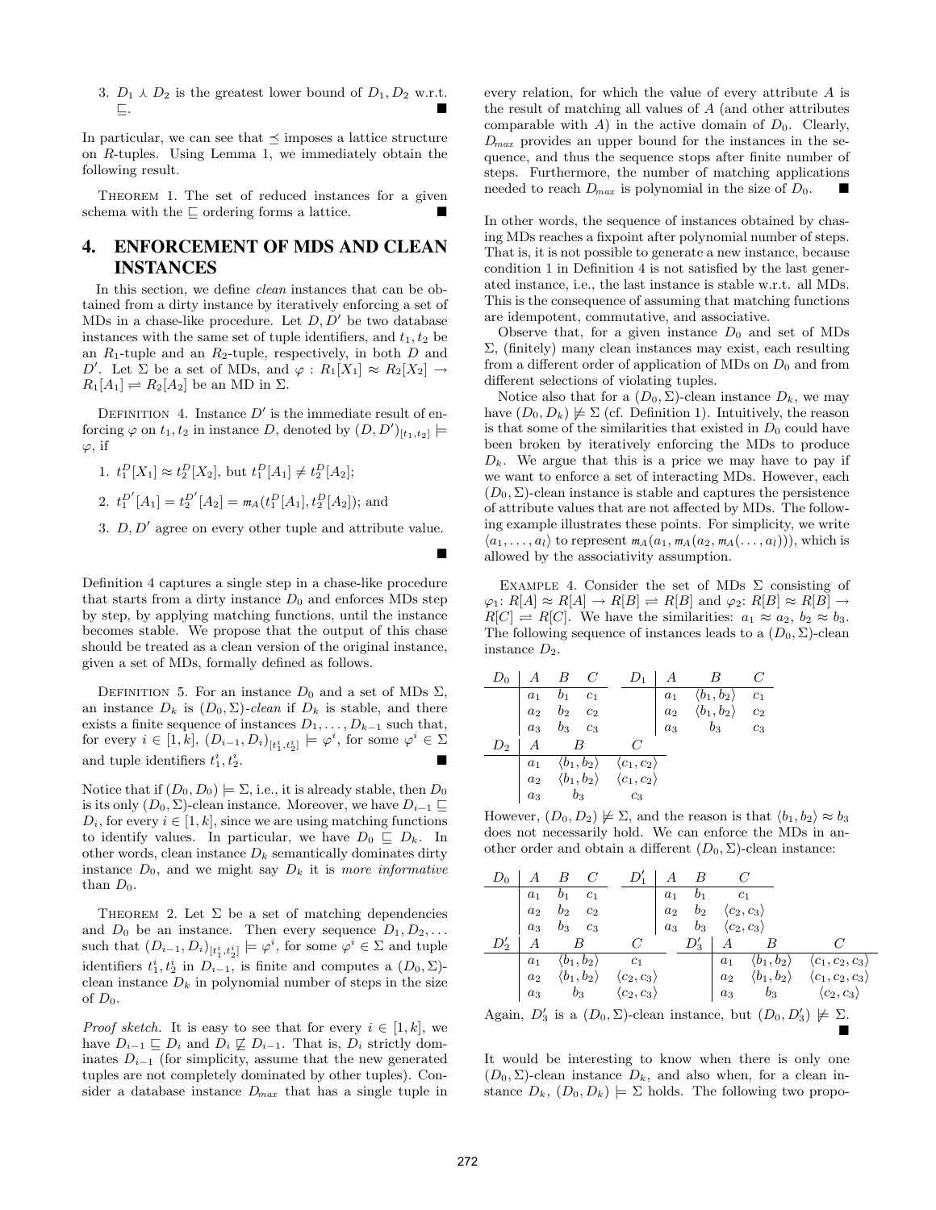3. $D_1 \curlywedge D_2$ is the greatest lower bound of $D_1, D_2$ w.r.t. $\sqsubseteq$. ■

In particular, we can see that $\preceq$ imposes a lattice structure on $R$-tuples. Using Lemma 1, we immediately obtain the following result.

THEOREM 1. The set of reduced instances for a given schema with the $\sqsubseteq$ ordering forms a lattice. ■

## 4. ENFORCEMENT OF MDS AND CLEAN INSTANCES

In this section, we define *clean* instances that can be obtained from a dirty instance by iteratively enforcing a set of MDs in a chase-like procedure. Let $D, D'$ be two database instances with the same set of tuple identifiers, and $t_1, t_2$ be an $R_1$-tuple and an $R_2$-tuple, respectively, in both $D$ and $D'$. Let $\Sigma$ be a set of MDs, and $\varphi : R_1[X_1] \approx R_2[X_2] \rightarrow R_1[A_1] \rightleftharpoons R_2[A_2]$ be an MD in $\Sigma$.

DEFINITION 4. Instance $D'$ is the immediate result of enforcing $\varphi$ on $t_1, t_2$ in instance $D$, denoted by $(D, D')_{[t_1,t_2]} \models \varphi$, if

1. $t_1^D[X_1] \approx t_2^D[X_2]$, but $t_1^D[A_1] \neq t_2^D[A_2]$;
2. $t_1^{D'}[A_1] = t_2^{D'}[A_2] = m_A(t_1^D[A_1], t_2^D[A_2])$; and
3. $D, D'$ agree on every other tuple and attribute value.

■

Definition 4 captures a single step in a chase-like procedure that starts from a dirty instance $D_0$ and enforces MDs step by step, by applying matching functions, until the instance becomes stable. We propose that the output of this chase should be treated as a clean version of the original instance, given a set of MDs, formally defined as follows.

DEFINITION 5. For an instance $D_0$ and a set of MDs $\Sigma$, an instance $D_k$ is $(D_0, \Sigma)$-*clean* if $D_k$ is stable, and there exists a finite sequence of instances $D_1, \ldots, D_{k-1}$ such that, for every $i \in [1, k]$, $(D_{i-1}, D_i)_{[t_1^i, t_2^i]} \models \varphi^i$, for some $\varphi^i \in \Sigma$ and tuple identifiers $t_1^i, t_2^i$. ■

Notice that if $(D_0, D_0) \models \Sigma$, i.e., it is already stable, then $D_0$ is its only $(D_0, \Sigma)$-clean instance. Moreover, we have $D_{i-1} \sqsubseteq D_i$, for every $i \in [1, k]$, since we are using matching functions to identify values. In particular, we have $D_0 \sqsubseteq D_k$. In other words, clean instance $D_k$ semantically dominates dirty instance $D_0$, and we might say $D_k$ it is *more informative* than $D_0$.

THEOREM 2. Let $\Sigma$ be a set of matching dependencies and $D_0$ be an instance. Then every sequence $D_1, D_2, \ldots$ such that $(D_{i-1}, D_i)_{[t_1^i, t_2^i]} \models \varphi^i$, for some $\varphi^i \in \Sigma$ and tuple identifiers $t_1^i, t_2^i$ in $D_{i-1}$, is finite and computes a $(D_0, \Sigma)$-clean instance $D_k$ in polynomial number of steps in the size of $D_0$.

*Proof sketch.* It is easy to see that for every $i \in [1, k]$, we have $D_{i-1} \sqsubseteq D_i$ and $D_i \not\sqsubseteq D_{i-1}$. That is, $D_i$ strictly dominates $D_{i-1}$ (for simplicity, assume that the new generated tuples are not completely dominated by other tuples). Consider a database instance $D_{max}$ that has a single tuple in every relation, for which the value of every attribute $A$ is the result of matching all values of $A$ (and other attributes comparable with $A$) in the active domain of $D_0$. Clearly, $D_{max}$ provides an upper bound for the instances in the sequence, and thus the sequence stops after finite number of steps. Furthermore, the number of matching applications needed to reach $D_{max}$ is polynomial in the size of $D_0$. ■

In other words, the sequence of instances obtained by chasing MDs reaches a fixpoint after polynomial number of steps. That is, it is not possible to generate a new instance, because condition 1 in Definition 4 is not satisfied by the last generated instance, i.e., the last instance is stable w.r.t. all MDs. This is the consequence of assuming that matching functions are idempotent, commutative, and associative.

Observe that, for a given instance $D_0$ and set of MDs $\Sigma$, (finitely) many clean instances may exist, each resulting from a different order of application of MDs on $D_0$ and from different selections of violating tuples.

Notice also that for a $(D_0, \Sigma)$-clean instance $D_k$, we may have $(D_0, D_k) \not\models \Sigma$ (cf. Definition 1). Intuitively, the reason is that some of the similarities that existed in $D_0$ could have been broken by iteratively enforcing the MDs to produce $D_k$. We argue that this is a price we may have to pay if we want to enforce a set of interacting MDs. However, each $(D_0, \Sigma)$-clean instance is stable and captures the persistence of attribute values that are not affected by MDs. The following example illustrates these points. For simplicity, we write $\langle a_1, \ldots, a_l \rangle$ to represent $m_A(a_1, m_A(a_2, m_A(\ldots, a_l)))$, which is allowed by the associativity assumption.

EXAMPLE 4. Consider the set of MDs $\Sigma$ consisting of $\varphi_1$: $R[A] \approx R[A] \rightarrow R[B] \rightleftharpoons R[B]$ and $\varphi_2$: $R[B] \approx R[B] \rightarrow R[C] \rightleftharpoons R[C]$. We have the similarities: $a_1 \approx a_2$, $b_2 \approx b_3$. The following sequence of instances leads to a $(D_0, \Sigma)$-clean instance $D_2$.

| $D_0$ | $A$ | $B$ | $C$ |
|---|---|---|---|
| | $a_1$ | $b_1$ | $c_1$ |
| | $a_2$ | $b_2$ | $c_2$ |
| | $a_3$ | $b_3$ | $c_3$ |

| $D_1$ | $A$ | $B$ | $C$ |
|---|---|---|---|
| | $a_1$ | $\langle b_1, b_2 \rangle$ | $c_1$ |
| | $a_2$ | $\langle b_1, b_2 \rangle$ | $c_2$ |
| | $a_3$ | $b_3$ | $c_3$ |

| $D_2$ | $A$ | $B$ | $C$ |
|---|---|---|---|
| | $a_1$ | $\langle b_1, b_2 \rangle$ | $\langle c_1, c_2 \rangle$ |
| | $a_2$ | $\langle b_1, b_2 \rangle$ | $\langle c_1, c_2 \rangle$ |
| | $a_3$ | $b_3$ | $c_3$ |

However, $(D_0, D_2) \not\models \Sigma$, and the reason is that $\langle b_1, b_2 \rangle \approx b_3$ does not necessarily hold. We can enforce the MDs in another order and obtain a different $(D_0, \Sigma)$-clean instance:

| $D_0$ | $A$ | $B$ | $C$ |
|---|---|---|---|
| | $a_1$ | $b_1$ | $c_1$ |
| | $a_2$ | $b_2$ | $c_2$ |
| | $a_3$ | $b_3$ | $c_3$ |

| $D_1'$ | $A$ | $B$ | $C$ |
|---|---|---|---|
| | $a_1$ | $b_1$ | $c_1$ |
| | $a_2$ | $b_2$ | $\langle c_2, c_3 \rangle$ |
| | $a_3$ | $b_3$ | $\langle c_2, c_3 \rangle$ |

| $D_2'$ | $A$ | $B$ | $C$ |
|---|---|---|---|
| | $a_1$ | $\langle b_1, b_2 \rangle$ | $c_1$ |
| | $a_2$ | $\langle b_1, b_2 \rangle$ | $\langle c_2, c_3 \rangle$ |
| | $a_3$ | $b_3$ | $\langle c_2, c_3 \rangle$ |

| $D_3'$ | $A$ | $B$ | $C$ |
|---|---|---|---|
| | $a_1$ | $\langle b_1, b_2 \rangle$ | $\langle c_1, c_2, c_3 \rangle$ |
| | $a_2$ | $\langle b_1, b_2 \rangle$ | $\langle c_1, c_2, c_3 \rangle$ |
| | $a_3$ | $b_3$ | $\langle c_2, c_3 \rangle$ |

Again, $D_3'$ is a $(D_0, \Sigma)$-clean instance, but $(D_0, D_3') \not\models \Sigma$. ■

It would be interesting to know when there is only one $(D_0, \Sigma)$-clean instance $D_k$, and also when, for a clean instance $D_k$, $(D_0, D_k) \models \Sigma$ holds. The following two propo-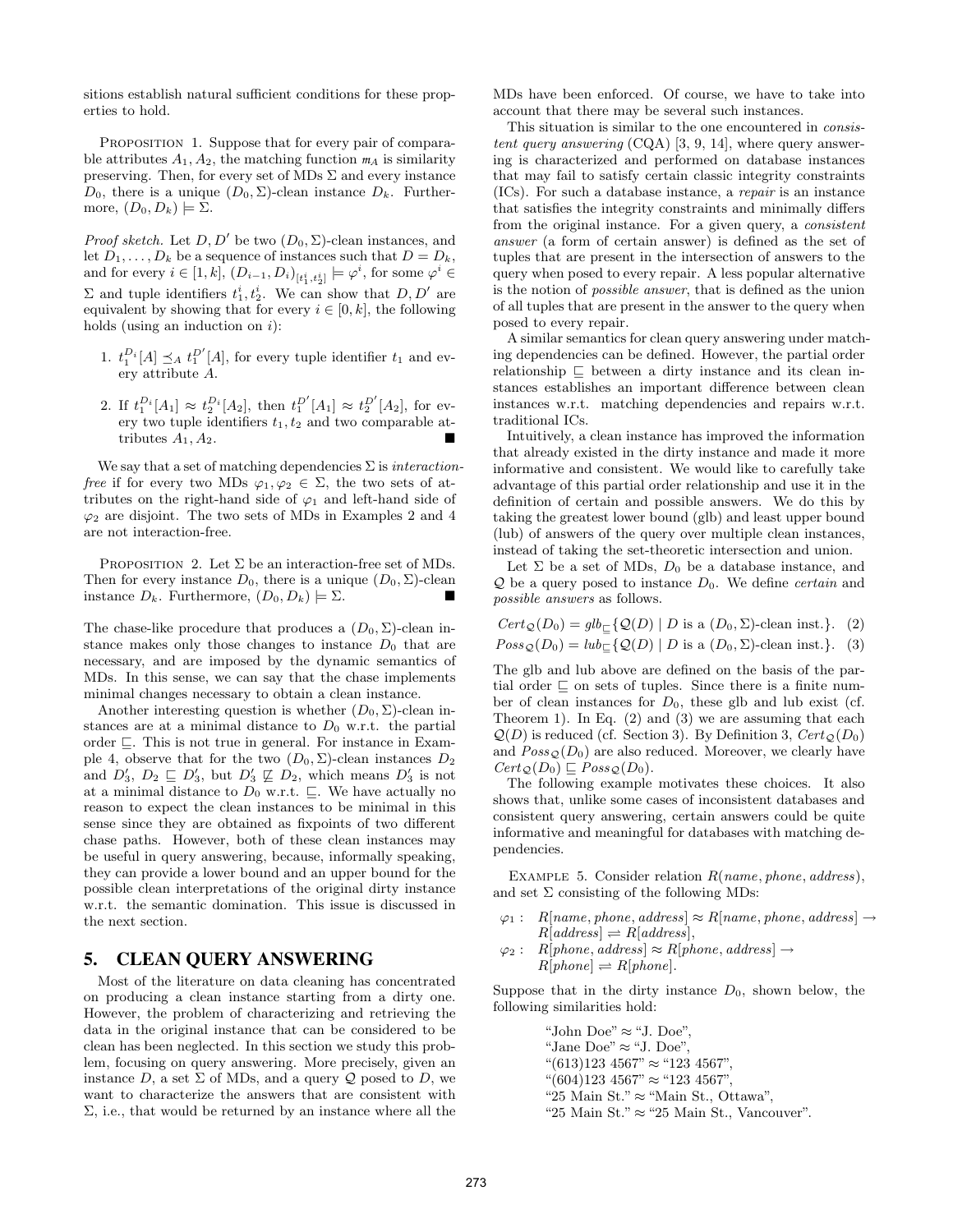sitions establish natural sufficient conditions for these properties to hold.

Proposition 1. Suppose that for every pair of comparable attributes $A_1, A_2$, the matching function $m_A$ is similarity preserving. Then, for every set of MDs $\Sigma$ and every instance $D_0$, there is a unique $(D_0, \Sigma)$-clean instance $D_k$. Furthermore, $(D_0, D_k) \models \Sigma$.

*Proof sketch.* Let $D, D'$ be two $(D_0, \Sigma)$-clean instances, and let $D_1, \ldots, D_k$ be a sequence of instances such that $D = D_k$, and for every $i \in [1, k]$, $(D_{i-1}, D_i)_{[t_1^i, t_2^i]} \models \varphi^i$, for some $\varphi^i \in \Sigma$ and tuple identifiers $t_1^i, t_2^i$. We can show that $D, D'$ are equivalent by showing that for every $i \in [0, k]$, the following holds (using an induction on $i$):

1. $t_1^{D_i}[A] \preceq_A t_1^{D'}[A]$, for every tuple identifier $t_1$ and every attribute $A$.
2. If $t_1^{D_i}[A_1] \approx t_2^{D_i}[A_2]$, then $t_1^{D'}[A_1] \approx t_2^{D'}[A_2]$, for every two tuple identifiers $t_1, t_2$ and two comparable attributes $A_1, A_2$. ∎

We say that a set of matching dependencies $\Sigma$ is *interaction-free* if for every two MDs $\varphi_1, \varphi_2 \in \Sigma$, the two sets of attributes on the right-hand side of $\varphi_1$ and left-hand side of $\varphi_2$ are disjoint. The two sets of MDs in Examples 2 and 4 are not interaction-free.

Proposition 2. Let $\Sigma$ be an interaction-free set of MDs. Then for every instance $D_0$, there is a unique $(D_0, \Sigma)$-clean instance $D_k$. Furthermore, $(D_0, D_k) \models \Sigma$. ∎

The chase-like procedure that produces a $(D_0, \Sigma)$-clean instance makes only those changes to instance $D_0$ that are necessary, and are imposed by the dynamic semantics of MDs. In this sense, we can say that the chase implements minimal changes necessary to obtain a clean instance.

Another interesting question is whether $(D_0, \Sigma)$-clean instances are at a minimal distance to $D_0$ w.r.t. the partial order $\sqsubseteq$. This is not true in general. For instance in Example 4, observe that for the two $(D_0, \Sigma)$-clean instances $D_2$ and $D_3'$, $D_2 \sqsubseteq D_3'$, but $D_3' \not\sqsubseteq D_2$, which means $D_3'$ is not at a minimal distance to $D_0$ w.r.t. $\sqsubseteq$. We have actually no reason to expect the clean instances to be minimal in this sense since they are obtained as fixpoints of two different chase paths. However, both of these clean instances may be useful in query answering, because, informally speaking, they can provide a lower bound and an upper bound for the possible clean interpretations of the original dirty instance w.r.t. the semantic domination. This issue is discussed in the next section.

## 5. CLEAN QUERY ANSWERING

Most of the literature on data cleaning has concentrated on producing a clean instance starting from a dirty one. However, the problem of characterizing and retrieving the data in the original instance that can be considered to be clean has been neglected. In this section we study this problem, focusing on query answering. More precisely, given an instance $D$, a set $\Sigma$ of MDs, and a query $\mathcal{Q}$ posed to $D$, we want to characterize the answers that are consistent with $\Sigma$, i.e., that would be returned by an instance where all the MDs have been enforced. Of course, we have to take into account that there may be several such instances.

This situation is similar to the one encountered in *consistent query answering* (CQA) [3, 9, 14], where query answering is characterized and performed on database instances that may fail to satisfy certain classic integrity constraints (ICs). For such a database instance, a *repair* is an instance that satisfies the integrity constraints and minimally differs from the original instance. For a given query, a *consistent answer* (a form of certain answer) is defined as the set of tuples that are present in the intersection of answers to the query when posed to every repair. A less popular alternative is the notion of *possible answer*, that is defined as the union of all tuples that are present in the answer to the query when posed to every repair.

A similar semantics for clean query answering under matching dependencies can be defined. However, the partial order relationship $\sqsubseteq$ between a dirty instance and its clean instances establishes an important difference between clean instances w.r.t. matching dependencies and repairs w.r.t. traditional ICs.

Intuitively, a clean instance has improved the information that already existed in the dirty instance and made it more informative and consistent. We would like to carefully take advantage of this partial order relationship and use it in the definition of certain and possible answers. We do this by taking the greatest lower bound (glb) and least upper bound (lub) of answers of the query over multiple clean instances, instead of taking the set-theoretic intersection and union.

Let $\Sigma$ be a set of MDs, $D_0$ be a database instance, and $\mathcal{Q}$ be a query posed to instance $D_0$. We define *certain* and *possible answers* as follows.

$$Cert_{\mathcal{Q}}(D_0) = glb_{\sqsubseteq}\{\mathcal{Q}(D) \mid D \text{ is a } (D_0, \Sigma)\text{-clean inst.}\}. \quad (2)$$

$$Poss_{\mathcal{Q}}(D_0) = lub_{\sqsubseteq}\{\mathcal{Q}(D) \mid D \text{ is a } (D_0, \Sigma)\text{-clean inst.}\}. \quad (3)$$

The glb and lub above are defined on the basis of the partial order $\sqsubseteq$ on sets of tuples. Since there is a finite number of clean instances for $D_0$, these glb and lub exist (cf. Theorem 1). In Eq. (2) and (3) we are assuming that each $\mathcal{Q}(D)$ is reduced (cf. Section 3). By Definition 3, $Cert_{\mathcal{Q}}(D_0)$ and $Poss_{\mathcal{Q}}(D_0)$ are also reduced. Moreover, we clearly have $Cert_{\mathcal{Q}}(D_0) \sqsubseteq Poss_{\mathcal{Q}}(D_0)$.

The following example motivates these choices. It also shows that, unlike some cases of inconsistent databases and consistent query answering, certain answers could be quite informative and meaningful for databases with matching dependencies.

Example 5. Consider relation $R(name, phone, address)$, and set $\Sigma$ consisting of the following MDs:

$\varphi_1$: $R[name, phone, address] \approx R[name, phone, address] \rightarrow R[address] \rightleftharpoons R[address]$,

$\varphi_2$: $R[phone, address] \approx R[phone, address] \rightarrow R[phone] \rightleftharpoons R[phone]$.

Suppose that in the dirty instance $D_0$, shown below, the following similarities hold:

"John Doe" $\approx$ "J. Doe",
"Jane Doe" $\approx$ "J. Doe",
"(613)123 4567" $\approx$ "123 4567",
"(604)123 4567" $\approx$ "123 4567",
"25 Main St." $\approx$ "Main St., Ottawa",
"25 Main St." $\approx$ "25 Main St., Vancouver".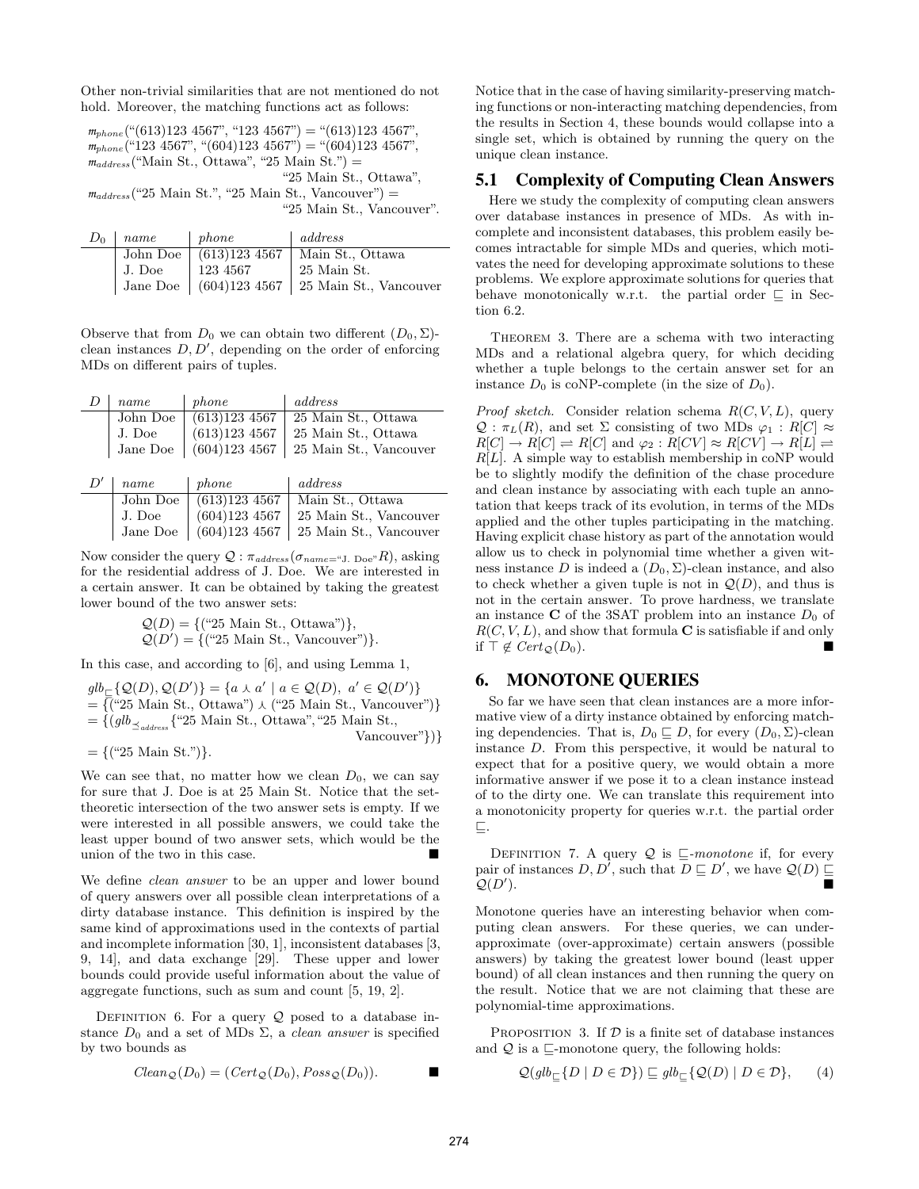Other non-trivial similarities that are not mentioned do not hold. Moreover, the matching functions act as follows:

$m_{phone}$("(613)123 4567", "123 4567") = "(613)123 4567",
$m_{phone}$("123 4567", "(604)123 4567") = "(604)123 4567",
$m_{address}$("Main St., Ottawa", "25 Main St.") = "25 Main St., Ottawa",
$m_{address}$("25 Main St.", "25 Main St., Vancouver") = "25 Main St., Vancouver".

| $D_0$ | *name* | *phone* | *address* |
|---|---|---|---|
| | John Doe | (613)123 4567 | Main St., Ottawa |
| | J. Doe | 123 4567 | 25 Main St. |
| | Jane Doe | (604)123 4567 | 25 Main St., Vancouver |

Observe that from $D_0$ we can obtain two different $(D_0, \Sigma)$-clean instances $D, D'$, depending on the order of enforcing MDs on different pairs of tuples.

| $D$ | *name* | *phone* | *address* |
|---|---|---|---|
| | John Doe | (613)123 4567 | 25 Main St., Ottawa |
| | J. Doe | (613)123 4567 | 25 Main St., Ottawa |
| | Jane Doe | (604)123 4567 | 25 Main St., Vancouver |

| $D'$ | *name* | *phone* | *address* |
|---|---|---|---|
| | John Doe | (613)123 4567 | Main St., Ottawa |
| | J. Doe | (604)123 4567 | 25 Main St., Vancouver |
| | Jane Doe | (604)123 4567 | 25 Main St., Vancouver |

Now consider the query $\mathcal{Q} : \pi_{address}(\sigma_{name=\text{"J. Doe"}}R)$, asking for the residential address of J. Doe. We are interested in a certain answer. It can be obtained by taking the greatest lower bound of the two answer sets:

$$\mathcal{Q}(D) = \{(\text{"25 Main St., Ottawa"})\},$$
$$\mathcal{Q}(D') = \{(\text{"25 Main St., Vancouver"})\}.$$

In this case, and according to [6], and using Lemma 1,

$$\begin{aligned}
&glb_{\sqsubseteq}\{\mathcal{Q}(D), \mathcal{Q}(D')\} = \{a \curlywedge a' \mid a \in \mathcal{Q}(D),\ a' \in \mathcal{Q}(D')\} \\
&= \{(\text{"25 Main St., Ottawa"}) \curlywedge (\text{"25 Main St., Vancouver"})\} \\
&= \{(glb_{\preceq_{address}}\{\text{"25 Main St., Ottawa"}, \text{"25 Main St., Vancouver"}\})\} \\
&= \{(\text{"25 Main St."})\}.
\end{aligned}$$

We can see that, no matter how we clean $D_0$, we can say for sure that J. Doe is at 25 Main St. Notice that the set-theoretic intersection of the two answer sets is empty. If we were interested in all possible answers, we could take the least upper bound of two answer sets, which would be the union of the two in this case. ■

We define *clean answer* to be an upper and lower bound of query answers over all possible clean interpretations of a dirty database instance. This definition is inspired by the same kind of approximations used in the contexts of partial and incomplete information [30, 1], inconsistent databases [3, 9, 14], and data exchange [29]. These upper and lower bounds could provide useful information about the value of aggregate functions, such as sum and count [5, 19, 2].

Definition 6. For a query $\mathcal{Q}$ posed to a database instance $D_0$ and a set of MDs $\Sigma$, a *clean answer* is specified by two bounds as

$$Clean_{\mathcal{Q}}(D_0) = (Cert_{\mathcal{Q}}(D_0), Poss_{\mathcal{Q}}(D_0)). \quad ■$$

Notice that in the case of having similarity-preserving matching functions or non-interacting matching dependencies, from the results in Section 4, these bounds would collapse into a single set, which is obtained by running the query on the unique clean instance.

## 5.1 Complexity of Computing Clean Answers

Here we study the complexity of computing clean answers over database instances in presence of MDs. As with incomplete and inconsistent databases, this problem easily becomes intractable for simple MDs and queries, which motivates the need for developing approximate solutions to these problems. We explore approximate solutions for queries that behave monotonically w.r.t. the partial order $\sqsubseteq$ in Section 6.2.

Theorem 3. There are a schema with two interacting MDs and a relational algebra query, for which deciding whether a tuple belongs to the certain answer set for an instance $D_0$ is coNP-complete (in the size of $D_0$).

*Proof sketch.* Consider relation schema $R(C, V, L)$, query $\mathcal{Q} : \pi_L(R)$, and set $\Sigma$ consisting of two MDs $\varphi_1 : R[C] \approx R[C] \rightarrow R[C] \rightleftharpoons R[C]$ and $\varphi_2 : R[CV] \approx R[CV] \rightarrow R[L] \rightleftharpoons R[L]$. A simple way to establish membership in coNP would be to slightly modify the definition of the chase procedure and clean instance by associating with each tuple an annotation that keeps track of its evolution, in terms of the MDs applied and the other tuples participating in the matching. Having explicit chase history as part of the annotation would allow us to check in polynomial time whether a given witness instance $D$ is indeed a $(D_0, \Sigma)$-clean instance, and also to check whether a given tuple is not in $\mathcal{Q}(D)$, and thus is not in the certain answer. To prove hardness, we translate an instance $\mathbf{C}$ of the 3SAT problem into an instance $D_0$ of $R(C, V, L)$, and show that formula $\mathbf{C}$ is satisfiable if and only if $\top \notin Cert_{\mathcal{Q}}(D_0)$. ■

# 6. MONOTONE QUERIES

So far we have seen that clean instances are a more informative view of a dirty instance obtained by enforcing matching dependencies. That is, $D_0 \sqsubseteq D$, for every $(D_0, \Sigma)$-clean instance $D$. From this perspective, it would be natural to expect that for a positive query, we would obtain a more informative answer if we pose it to a clean instance instead of to the dirty one. We can translate this requirement into a monotonicity property for queries w.r.t. the partial order $\sqsubseteq$.

Definition 7. A query $\mathcal{Q}$ is $\sqsubseteq$-*monotone* if, for every pair of instances $D, D'$, such that $D \sqsubseteq D'$, we have $\mathcal{Q}(D) \sqsubseteq \mathcal{Q}(D')$. ■

Monotone queries have an interesting behavior when computing clean answers. For these queries, we can under-approximate (over-approximate) certain answers (possible answers) by taking the greatest lower bound (least upper bound) of all clean instances and then running the query on the result. Notice that we are not claiming that these are polynomial-time approximations.

Proposition 3. If $\mathcal{D}$ is a finite set of database instances and $\mathcal{Q}$ is a $\sqsubseteq$-monotone query, the following holds:

$$\mathcal{Q}(glb_{\sqsubseteq}\{D \mid D \in \mathcal{D}\}) \sqsubseteq glb_{\sqsubseteq}\{\mathcal{Q}(D) \mid D \in \mathcal{D}\}, \qquad (4)$$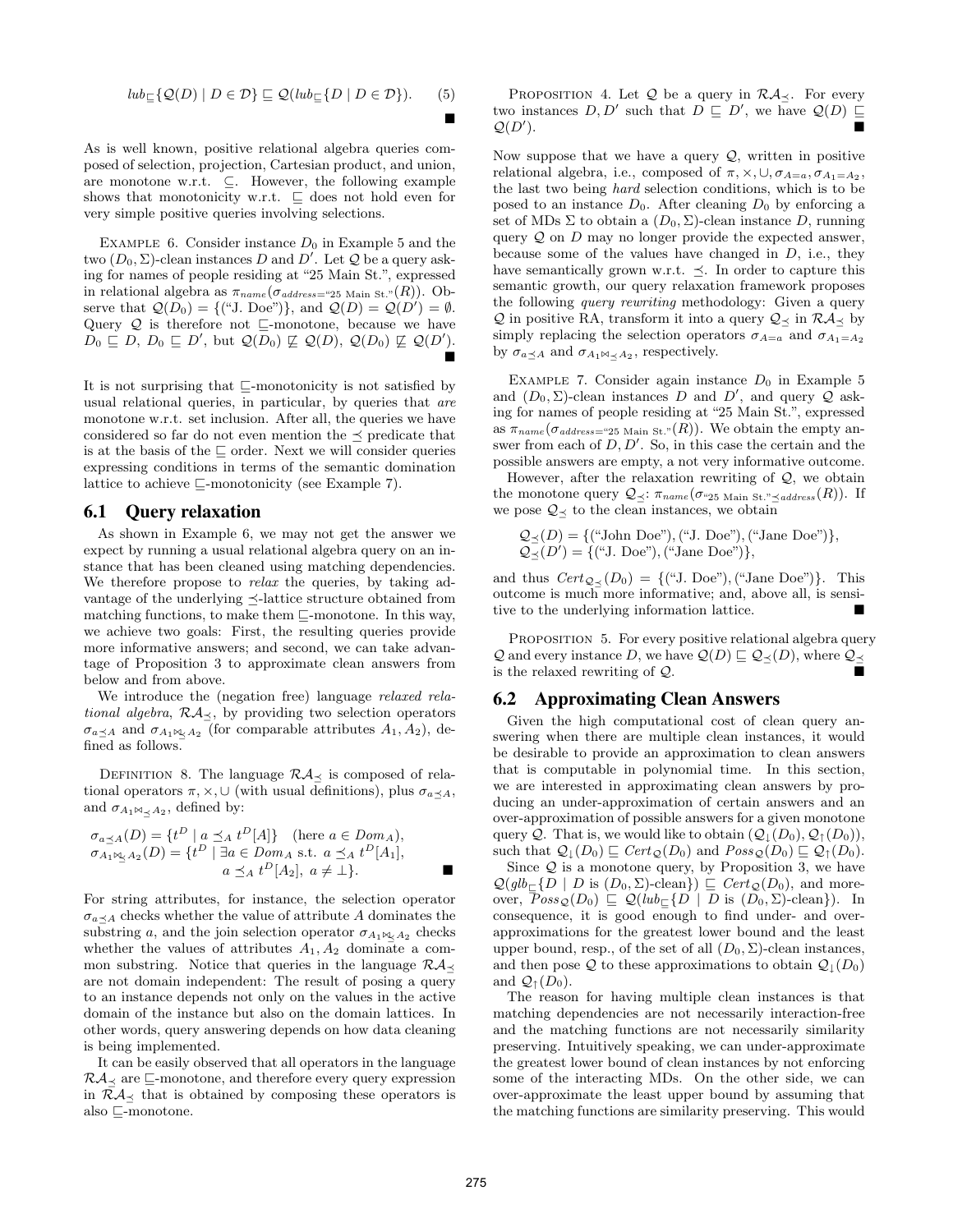$$lub_{\sqsubseteq}\{\mathcal{Q}(D) \mid D \in \mathcal{D}\} \sqsubseteq \mathcal{Q}(lub_{\sqsubseteq}\{D \mid D \in \mathcal{D}\}). \quad (5)$$

■

As is well known, positive relational algebra queries composed of selection, projection, Cartesian product, and union, are monotone w.r.t. $\subseteq$. However, the following example shows that monotonicity w.r.t. $\sqsubseteq$ does not hold even for very simple positive queries involving selections.

EXAMPLE 6. Consider instance $D_0$ in Example 5 and the two $(D_0, \Sigma)$-clean instances $D$ and $D'$. Let $\mathcal{Q}$ be a query asking for names of people residing at "25 Main St.", expressed in relational algebra as $\pi_{name}(\sigma_{address=\text{"25 Main St."}}(R))$. Observe that $\mathcal{Q}(D_0) = \{(\text{"J. Doe"})\}$, and $\mathcal{Q}(D) = \mathcal{Q}(D') = \emptyset$. Query $\mathcal{Q}$ is therefore not $\sqsubseteq$-monotone, because we have $D_0 \sqsubseteq D$, $D_0 \sqsubseteq D'$, but $\mathcal{Q}(D_0) \not\sqsubseteq \mathcal{Q}(D)$, $\mathcal{Q}(D_0) \not\sqsubseteq \mathcal{Q}(D')$. ■

It is not surprising that $\sqsubseteq$-monotonicity is not satisfied by usual relational queries, in particular, by queries that *are* monotone w.r.t. set inclusion. After all, the queries we have considered so far do not even mention the $\preceq$ predicate that is at the basis of the $\sqsubseteq$ order. Next we will consider queries expressing conditions in terms of the semantic domination lattice to achieve $\sqsubseteq$-monotonicity (see Example 7).

## 6.1 Query relaxation

As shown in Example 6, we may not get the answer we expect by running a usual relational algebra query on an instance that has been cleaned using matching dependencies. We therefore propose to *relax* the queries, by taking advantage of the underlying $\preceq$-lattice structure obtained from matching functions, to make them $\sqsubseteq$-monotone. In this way, we achieve two goals: First, the resulting queries provide more informative answers; and second, we can take advantage of Proposition 3 to approximate clean answers from below and from above.

We introduce the (negation free) language *relaxed relational algebra*, $\mathcal{RA}_{\preceq}$, by providing two selection operators $\sigma_{a\preceq A}$ and $\sigma_{A_1 \bowtie_{\preceq} A_2}$ (for comparable attributes $A_1, A_2$), defined as follows.

DEFINITION 8. The language $\mathcal{RA}_{\preceq}$ is composed of relational operators $\pi, \times, \cup$ (with usual definitions), plus $\sigma_{a\preceq A}$, and $\sigma_{A_1 \bowtie_{\preceq} A_2}$, defined by:

$$\sigma_{a\preceq A}(D) = \{t^D \mid a \preceq_A t^D[A]\} \quad \text{(here } a \in Dom_A\text{)},$$
$$\sigma_{A_1 \bowtie_{\preceq} A_2}(D) = \{t^D \mid \exists a \in Dom_A \text{ s.t. } a \preceq_A t^D[A_1], \; a \preceq_A t^D[A_2],\; a \neq \bot\}.$$

■

For string attributes, for instance, the selection operator $\sigma_{a\preceq A}$ checks whether the value of attribute $A$ dominates the substring $a$, and the join selection operator $\sigma_{A_1 \bowtie_{\preceq} A_2}$ checks whether the values of attributes $A_1, A_2$ dominate a common substring. Notice that queries in the language $\mathcal{RA}_{\preceq}$ are not domain independent: The result of posing a query to an instance depends not only on the values in the active domain of the instance but also on the domain lattices. In other words, query answering depends on how data cleaning is being implemented.

It can be easily observed that all operators in the language $\mathcal{RA}_{\preceq}$ are $\sqsubseteq$-monotone, and therefore every query expression in $\mathcal{RA}_{\preceq}$ that is obtained by composing these operators is also $\sqsubseteq$-monotone.

PROPOSITION 4. Let $\mathcal{Q}$ be a query in $\mathcal{RA}_{\preceq}$. For every two instances $D, D'$ such that $D \sqsubseteq D'$, we have $\mathcal{Q}(D) \sqsubseteq \mathcal{Q}(D')$. ■

Now suppose that we have a query $\mathcal{Q}$, written in positive relational algebra, i.e., composed of $\pi, \times, \cup, \sigma_{A=a}, \sigma_{A_1=A_2}$, the last two being *hard* selection conditions, which is to be posed to an instance $D_0$. After cleaning $D_0$ by enforcing a set of MDs $\Sigma$ to obtain a $(D_0, \Sigma)$-clean instance $D$, running query $\mathcal{Q}$ on $D$ may no longer provide the expected answer, because some of the values have changed in $D$, i.e., they have semantically grown w.r.t. $\preceq$. In order to capture this semantic growth, our query relaxation framework proposes the following *query rewriting* methodology: Given a query $\mathcal{Q}$ in positive RA, transform it into a query $\mathcal{Q}_{\preceq}$ in $\mathcal{RA}_{\preceq}$ by simply replacing the selection operators $\sigma_{A=a}$ and $\sigma_{A_1=A_2}$ by $\sigma_{a\preceq A}$ and $\sigma_{A_1 \bowtie_{\preceq} A_2}$, respectively.

EXAMPLE 7. Consider again instance $D_0$ in Example 5 and $(D_0, \Sigma)$-clean instances $D$ and $D'$, and query $\mathcal{Q}$ asking for names of people residing at "25 Main St.", expressed as $\pi_{name}(\sigma_{address=\text{"25 Main St."}}(R))$. We obtain the empty answer from each of $D, D'$. So, in this case the certain and the possible answers are empty, a not very informative outcome.

However, after the relaxation rewriting of $\mathcal{Q}$, we obtain the monotone query $\mathcal{Q}_{\preceq}$: $\pi_{name}(\sigma_{\text{"25 Main St."}\preceq address}(R))$. If we pose $\mathcal{Q}_{\preceq}$ to the clean instances, we obtain

$$\mathcal{Q}_{\preceq}(D) = \{(\text{"John Doe"}), (\text{"J. Doe"}), (\text{"Jane Doe"})\},$$
$$\mathcal{Q}_{\preceq}(D') = \{(\text{"J. Doe"}), (\text{"Jane Doe"})\},$$

and thus $Cert_{\mathcal{Q}_{\preceq}}(D_0) = \{(\text{"J. Doe"}), (\text{"Jane Doe"})\}$. This outcome is much more informative; and, above all, is sensitive to the underlying information lattice. ■

PROPOSITION 5. For every positive relational algebra query $\mathcal{Q}$ and every instance $D$, we have $\mathcal{Q}(D) \sqsubseteq \mathcal{Q}_{\preceq}(D)$, where $\mathcal{Q}_{\preceq}$ is the relaxed rewriting of $\mathcal{Q}$. ■

## 6.2 Approximating Clean Answers

Given the high computational cost of clean query answering when there are multiple clean instances, it would be desirable to provide an approximation to clean answers that is computable in polynomial time. In this section, we are interested in approximating clean answers by producing an under-approximation of certain answers and an over-approximation of possible answers for a given monotone query $\mathcal{Q}$. That is, we would like to obtain $(\mathcal{Q}_{\downarrow}(D_0), \mathcal{Q}_{\uparrow}(D_0))$, such that $\mathcal{Q}_{\downarrow}(D_0) \sqsubseteq Cert_{\mathcal{Q}}(D_0)$ and $Poss_{\mathcal{Q}}(D_0) \sqsubseteq \mathcal{Q}_{\uparrow}(D_0)$.

Since $\mathcal{Q}$ is a monotone query, by Proposition 3, we have $\mathcal{Q}(glb_{\sqsubseteq}\{D \mid D \text{ is } (D_0, \Sigma)\text{-clean}\}) \sqsubseteq Cert_{\mathcal{Q}}(D_0)$, and moreover, $Poss_{\mathcal{Q}}(D_0) \sqsubseteq \mathcal{Q}(lub_{\sqsubseteq}\{D \mid D \text{ is } (D_0, \Sigma)\text{-clean}\})$. In consequence, it is good enough to find under- and over-approximations for the greatest lower bound and the least upper bound, resp., of the set of all $(D_0, \Sigma)$-clean instances, and then pose $\mathcal{Q}$ to these approximations to obtain $\mathcal{Q}_{\downarrow}(D_0)$ and $\mathcal{Q}_{\uparrow}(D_0)$.

The reason for having multiple clean instances is that matching dependencies are not necessarily interaction-free and the matching functions are not necessarily similarity preserving. Intuitively speaking, we can under-approximate the greatest lower bound of clean instances by not enforcing some of the interacting MDs. On the other side, we can over-approximate the least upper bound by assuming that the matching functions are similarity preserving. This would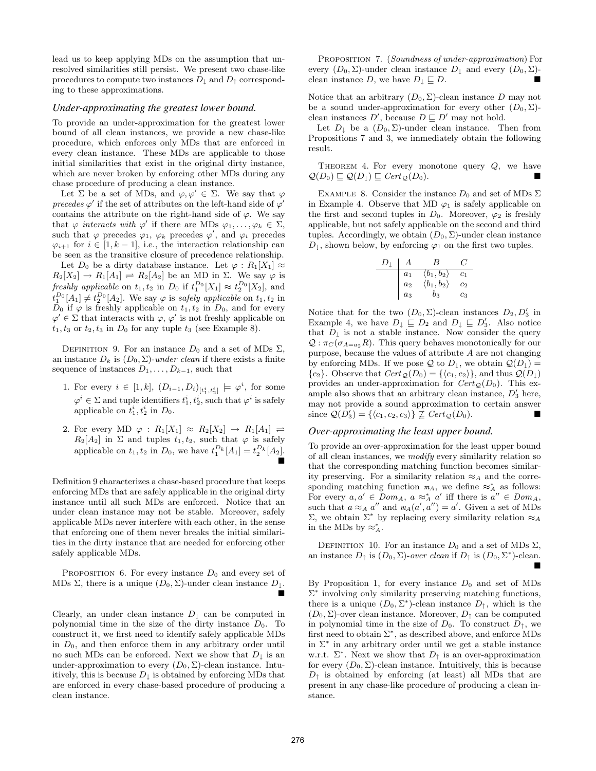lead us to keep applying MDs on the assumption that unresolved similarities still persist. We present two chase-like procedures to compute two instances $D_\downarrow$ and $D_\uparrow$ corresponding to these approximations.

### *Under-approximating the greatest lower bound.*

To provide an under-approximation for the greatest lower bound of all clean instances, we provide a new chase-like procedure, which enforces only MDs that are enforced in every clean instance. These MDs are applicable to those initial similarities that exist in the original dirty instance, which are never broken by enforcing other MDs during any chase procedure of producing a clean instance.

Let $\Sigma$ be a set of MDs, and $\varphi, \varphi' \in \Sigma$. We say that $\varphi$ *precedes* $\varphi'$ if the set of attributes on the left-hand side of $\varphi'$ contains the attribute on the right-hand side of $\varphi$. We say that $\varphi$ *interacts with* $\varphi'$ if there are MDs $\varphi_1, \ldots, \varphi_k \in \Sigma$, such that $\varphi$ precedes $\varphi_1$, $\varphi_k$ precedes $\varphi'$, and $\varphi_i$ precedes $\varphi_{i+1}$ for $i \in [1, k-1]$, i.e., the interaction relationship can be seen as the transitive closure of precedence relationship.

Let $D_0$ be a dirty database instance. Let $\varphi : R_1[X_1] \approx R_2[X_2] \rightarrow R_1[A_1] \rightleftharpoons R_2[A_2]$ be an MD in $\Sigma$. We say $\varphi$ is *freshly applicable* on $t_1, t_2$ in $D_0$ if $t_1^{D_0}[X_1] \approx t_2^{D_0}[X_2]$, and $t_1^{D_0}[A_1] \neq t_2^{D_0}[A_2]$. We say $\varphi$ is *safely applicable* on $t_1, t_2$ in $D_0$ if $\varphi$ is freshly applicable on $t_1, t_2$ in $D_0$, and for every $\varphi' \in \Sigma$ that interacts with $\varphi$, $\varphi'$ is not freshly applicable on $t_1, t_3$ or $t_2, t_3$ in $D_0$ for any tuple $t_3$ (see Example 8).

Definition 9. For an instance $D_0$ and a set of MDs $\Sigma$, an instance $D_k$ is $(D_0, \Sigma)$-*under clean* if there exists a finite sequence of instances $D_1, \ldots, D_{k-1}$, such that

1. For every $i \in [1, k]$, $(D_{i-1}, D_i)_{[t_1^i, t_2^i]} \models \varphi^i$, for some $\varphi^i \in \Sigma$ and tuple identifiers $t_1^i, t_2^i$, such that $\varphi^i$ is safely applicable on $t_1^i, t_2^i$ in $D_0$.
2. For every MD $\varphi : R_1[X_1] \approx R_2[X_2] \rightarrow R_1[A_1] \rightleftharpoons R_2[A_2]$ in $\Sigma$ and tuples $t_1, t_2$, such that $\varphi$ is safely applicable on $t_1, t_2$ in $D_0$, we have $t_1^{D_k}[A_1] = t_2^{D_k}[A_2]$. ■

Definition 9 characterizes a chase-based procedure that keeps enforcing MDs that are safely applicable in the original dirty instance until all such MDs are enforced. Notice that an under clean instance may not be stable. Moreover, safely applicable MDs never interfere with each other, in the sense that enforcing one of them never breaks the initial similarities in the dirty instance that are needed for enforcing other safely applicable MDs.

Proposition 6. For every instance $D_0$ and every set of MDs $\Sigma$, there is a unique $(D_0, \Sigma)$-under clean instance $D_\downarrow$. ■

Clearly, an under clean instance $D_\downarrow$ can be computed in polynomial time in the size of the dirty instance $D_0$. To construct it, we first need to identify safely applicable MDs in $D_0$, and then enforce them in any arbitrary order until no such MDs can be enforced. Next we show that $D_\downarrow$ is an under-approximation to every $(D_0, \Sigma)$-clean instance. Intuitively, this is because $D_\downarrow$ is obtained by enforcing MDs that are enforced in every chase-based procedure of producing a clean instance.

Proposition 7. (*Soundness of under-approximation*) For every $(D_0, \Sigma)$-under clean instance $D_\downarrow$ and every $(D_0, \Sigma)$-clean instance $D$, we have $D_\downarrow \sqsubseteq D$. ■

Notice that an arbitrary $(D_0, \Sigma)$-clean instance $D$ may not be a sound under-approximation for every other $(D_0, \Sigma)$-clean instances $D'$, because $D \sqsubseteq D'$ may not hold.

Let $D_\downarrow$ be a $(D_0, \Sigma)$-under clean instance. Then from Propositions 7 and 3, we immediately obtain the following result.

Theorem 4. For every monotone query $Q$, we have $\mathcal{Q}(D_0) \sqsubseteq \mathcal{Q}(D_\downarrow) \sqsubseteq Cert_{\mathcal{Q}}(D_0)$. ■

Example 8. Consider the instance $D_0$ and set of MDs $\Sigma$ in Example 4. Observe that MD $\varphi_1$ is safely applicable on the first and second tuples in $D_0$. Moreover, $\varphi_2$ is freshly applicable, but not safely applicable on the second and third tuples. Accordingly, we obtain $(D_0, \Sigma)$-under clean instance $D_\downarrow$, shown below, by enforcing $\varphi_1$ on the first two tuples.

| $D_\downarrow$ | $A$ | $B$ | $C$ |
|---|---|---|---|
| | $a_1$ | $\langle b_1, b_2 \rangle$ | $c_1$ |
| | $a_2$ | $\langle b_1, b_2 \rangle$ | $c_2$ |
| | $a_3$ | $b_3$ | $c_3$ |

Notice that for the two $(D_0, \Sigma)$-clean instances $D_2, D_3'$ in Example 4, we have $D_\downarrow \sqsubseteq D_2$ and $D_\downarrow \sqsubseteq D_3'$. Also notice that $D_\downarrow$ is not a stable instance. Now consider the query $\mathcal{Q} : \pi_C(\sigma_{A=a_2} R)$. This query behaves monotonically for our purpose, because the values of attribute $A$ are not changing by enforcing MDs. If we pose $\mathcal{Q}$ to $D_\downarrow$, we obtain $\mathcal{Q}(D_\downarrow) = \{c_2\}$. Observe that $Cert_{\mathcal{Q}}(D_0) = \{\langle c_1, c_2 \rangle\}$, and thus $\mathcal{Q}(D_\downarrow)$ provides an under-approximation for $Cert_{\mathcal{Q}}(D_0)$. This example also shows that an arbitrary clean instance, $D_3'$ here, may not provide a sound approximation to certain answer since $\mathcal{Q}(D_3') = \{\langle c_1, c_2, c_3 \rangle\} \not\sqsubseteq Cert_{\mathcal{Q}}(D_0)$. ■

### *Over-approximating the least upper bound.*

To provide an over-approximation for the least upper bound of all clean instances, we *modify* every similarity relation so that the corresponding matching function becomes similarity preserving. For a similarity relation $\approx_A$ and the corresponding matching function $m_A$, we define $\approx_A^*$ as follows: For every $a, a' \in Dom_A$, $a \approx_A^* a'$ iff there is $a'' \in Dom_A$, such that $a \approx_A a''$ and $m_A(a', a'') = a'$. Given a set of MDs $\Sigma$, we obtain $\Sigma^*$ by replacing every similarity relation $\approx_A$ in the MDs by $\approx_A^*$.

Definition 10. For an instance $D_0$ and a set of MDs $\Sigma$, an instance $D_\uparrow$ is $(D_0, \Sigma)$-*over clean* if $D_\uparrow$ is $(D_0, \Sigma^*)$-clean. ■

By Proposition 1, for every instance $D_0$ and set of MDs $\Sigma^*$ involving only similarity preserving matching functions, there is a unique $(D_0, \Sigma^*)$-clean instance $D_\uparrow$, which is the $(D_0, \Sigma)$-over clean instance. Moreover, $D_\uparrow$ can be computed in polynomial time in the size of $D_0$. To construct $D_\uparrow$, we first need to obtain $\Sigma^*$, as described above, and enforce MDs in $\Sigma^*$ in any arbitrary order until we get a stable instance w.r.t. $\Sigma^*$. Next we show that $D_\uparrow$ is an over-approximation for every $(D_0, \Sigma)$-clean instance. Intuitively, this is because $D_\uparrow$ is obtained by enforcing (at least) all MDs that are present in any chase-like procedure of producing a clean instance.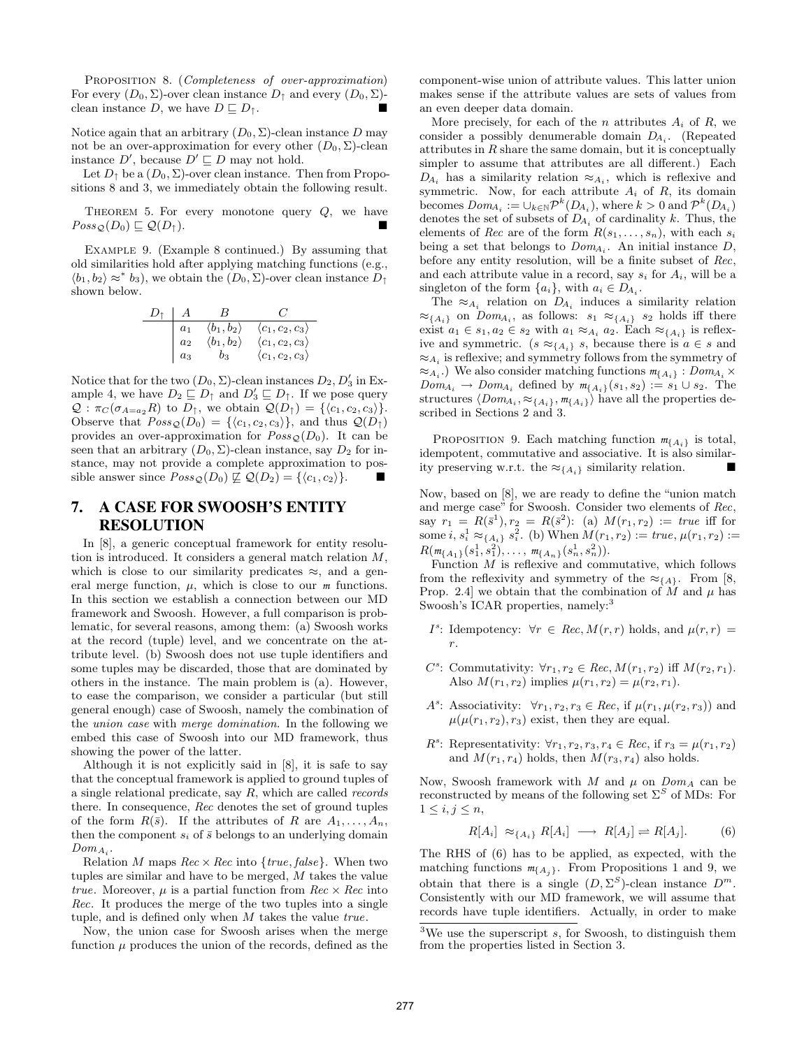Proposition 8. (*Completeness of over-approximation*) For every $(D_0, \Sigma)$-over clean instance $D_\uparrow$ and every $(D_0, \Sigma)$-clean instance $D$, we have $D \sqsubseteq D_\uparrow$. ■

Notice again that an arbitrary $(D_0, \Sigma)$-clean instance $D$ may not be an over-approximation for every other $(D_0, \Sigma)$-clean instance $D'$, because $D' \sqsubseteq D$ may not hold.

Let $D_\uparrow$ be a $(D_0, \Sigma)$-over clean instance. Then from Propositions 8 and 3, we immediately obtain the following result.

Theorem 5. For every monotone query $Q$, we have $Poss_{\mathcal{Q}}(D_0) \sqsubseteq \mathcal{Q}(D_\uparrow)$. ■

Example 9. (Example 8 continued.) By assuming that old similarities hold after applying matching functions (e.g., $\langle b_1, b_2 \rangle \approx^* b_3$), we obtain the $(D_0, \Sigma)$-over clean instance $D_\uparrow$ shown below.

| $D_\uparrow$ | $A$ | $B$ | $C$ |
|---|---|---|---|
| | $a_1$ | $\langle b_1, b_2 \rangle$ | $\langle c_1, c_2, c_3 \rangle$ |
| | $a_2$ | $\langle b_1, b_2 \rangle$ | $\langle c_1, c_2, c_3 \rangle$ |
| | $a_3$ | $b_3$ | $\langle c_1, c_2, c_3 \rangle$ |

Notice that for the two $(D_0, \Sigma)$-clean instances $D_2, D_3'$ in Example 4, we have $D_2 \sqsubseteq D_\uparrow$ and $D_3' \sqsubseteq D_\uparrow$. If we pose query $\mathcal{Q} : \pi_C(\sigma_{A=a_2} R)$ to $D_\uparrow$, we obtain $\mathcal{Q}(D_\uparrow) = \{\langle c_1, c_2, c_3 \rangle\}$. Observe that $Poss_{\mathcal{Q}}(D_0) = \{\langle c_1, c_2, c_3 \rangle\}$, and thus $\mathcal{Q}(D_\uparrow)$ provides an over-approximation for $Poss_{\mathcal{Q}}(D_0)$. It can be seen that an arbitrary $(D_0, \Sigma)$-clean instance, say $D_2$ for instance, may not provide a complete approximation to possible answer since $Poss_{\mathcal{Q}}(D_0) \not\sqsubseteq \mathcal{Q}(D_2) = \{\langle c_1, c_2 \rangle\}$. ■

## 7. A CASE FOR SWOOSH'S ENTITY RESOLUTION

In [8], a generic conceptual framework for entity resolution is introduced. It considers a general match relation $M$, which is close to our similarity predicates $\approx$, and a general merge function, $\mu$, which is close to our $m$ functions. In this section we establish a connection between our MD framework and Swoosh. However, a full comparison is problematic, for several reasons, among them: (a) Swoosh works at the record (tuple) level, and we concentrate on the attribute level. (b) Swoosh does not use tuple identifiers and some tuples may be discarded, those that are dominated by others in the instance. The main problem is (a). However, to ease the comparison, we consider a particular (but still general enough) case of Swoosh, namely the combination of the *union case* with *merge domination*. In the following we embed this case of Swoosh into our MD framework, thus showing the power of the latter.

Although it is not explicitly said in [8], it is safe to say that the conceptual framework is applied to ground tuples of a single relational predicate, say $R$, which are called *records* there. In consequence, $Rec$ denotes the set of ground tuples of the form $R(\bar{s})$. If the attributes of $R$ are $A_1, \ldots, A_n$, then the component $s_i$ of $\bar{s}$ belongs to an underlying domain $Dom_{A_i}$.

Relation $M$ maps $Rec \times Rec$ into $\{true, false\}$. When two tuples are similar and have to be merged, $M$ takes the value *true*. Moreover, $\mu$ is a partial function from $Rec \times Rec$ into $Rec$. It produces the merge of the two tuples into a single tuple, and is defined only when $M$ takes the value *true*.

Now, the union case for Swoosh arises when the merge function $\mu$ produces the union of the records, defined as the component-wise union of attribute values. This latter union makes sense if the attribute values are sets of values from an even deeper data domain.

More precisely, for each of the $n$ attributes $A_i$ of $R$, we consider a possibly denumerable domain $D_{A_i}$. (Repeated attributes in $R$ share the same domain, but it is conceptually simpler to assume that attributes are all different.) Each $D_{A_i}$ has a similarity relation $\approx_{A_i}$, which is reflexive and symmetric. Now, for each attribute $A_i$ of $R$, its domain becomes $Dom_{A_i} := \cup_{k \in \mathbb{N}} \mathcal{P}^k(D_{A_i})$, where $k > 0$ and $\mathcal{P}^k(D_{A_i})$ denotes the set of subsets of $D_{A_i}$ of cardinality $k$. Thus, the elements of $Rec$ are of the form $R(s_1, \ldots, s_n)$, with each $s_i$ being a set that belongs to $Dom_{A_i}$. An initial instance $D$, before any entity resolution, will be a finite subset of $Rec$, and each attribute value in a record, say $s_i$ for $A_i$, will be a singleton of the form $\{a_i\}$, with $a_i \in D_{A_i}$.

The $\approx_{A_i}$ relation on $D_{A_i}$ induces a similarity relation $\approx_{\{A_i\}}$ on $Dom_{A_i}$, as follows: $s_1 \approx_{\{A_i\}} s_2$ holds iff there exist $a_1 \in s_1, a_2 \in s_2$ with $a_1 \approx_{A_i} a_2$. Each $\approx_{\{A_i\}}$ is reflexive and symmetric. ($s \approx_{\{A_i\}} s$, because there is $a \in s$ and $\approx_{A_i}$ is reflexive; and symmetry follows from the symmetry of $\approx_{A_i}$.) We also consider matching functions $m_{\{A_i\}} : Dom_{A_i} \times Dom_{A_i} \rightarrow Dom_{A_i}$ defined by $m_{\{A_i\}}(s_1, s_2) := s_1 \cup s_2$. The structures $\langle Dom_{A_i}, \approx_{\{A_i\}}, m_{\{A_i\}} \rangle$ have all the properties described in Sections 2 and 3.

Proposition 9. Each matching function $m_{\{A_i\}}$ is total, idempotent, commutative and associative. It is also similarity preserving w.r.t. the $\approx_{\{A_i\}}$ similarity relation. ■

Now, based on [8], we are ready to define the "union match and merge case" for Swoosh. Consider two elements of $Rec$, say $r_1 = R(\bar{s}^1), r_2 = R(\bar{s}^2)$: (a) $M(r_1, r_2) := true$ iff for some $i$, $s_i^1 \approx_{\{A_i\}} s_i^2$. (b) When $M(r_1, r_2) := true$, $\mu(r_1, r_2) := R(m_{\{A_1\}}(s_1^1, s_1^2), \ldots, m_{\{A_n\}}(s_n^1, s_n^2))$.

Function $M$ is reflexive and commutative, which follows from the reflexivity and symmetry of the $\approx_{\{A\}}$. From [8, Prop. 2.4] we obtain that the combination of $M$ and $\mu$ has Swoosh's ICAR properties, namely:[3]

- $I^s$: Idempotency: $\forall r \in Rec, M(r, r)$ holds, and $\mu(r, r) = r$.
- $C^s$: Commutativity: $\forall r_1, r_2 \in Rec, M(r_1, r_2)$ iff $M(r_2, r_1)$. Also $M(r_1, r_2)$ implies $\mu(r_1, r_2) = \mu(r_2, r_1)$.
- $A^s$: Associativity: $\forall r_1, r_2, r_3 \in Rec$, if $\mu(r_1, \mu(r_2, r_3))$ and $\mu(\mu(r_1, r_2), r_3)$ exist, then they are equal.
- $R^s$: Representativity: $\forall r_1, r_2, r_3, r_4 \in Rec$, if $r_3 = \mu(r_1, r_2)$ and $M(r_1, r_4)$ holds, then $M(r_3, r_4)$ also holds.

Now, Swoosh framework with $M$ and $\mu$ on $Dom_A$ can be reconstructed by means of the following set $\Sigma^S$ of MDs: For $1 \leq i, j \leq n$,

$$R[A_i] \approx_{\{A_i\}} R[A_i] \longrightarrow R[A_j] \rightleftharpoons R[A_j]. \qquad (6)$$

The RHS of (6) has to be applied, as expected, with the matching functions $m_{\{A_j\}}$. From Propositions 1 and 9, we obtain that there is a single $(D, \Sigma^S)$-clean instance $D^m$. Consistently with our MD framework, we will assume that records have tuple identifiers. Actually, in order to make

[3] We use the superscript $s$, for Swoosh, to distinguish them from the properties listed in Section 3.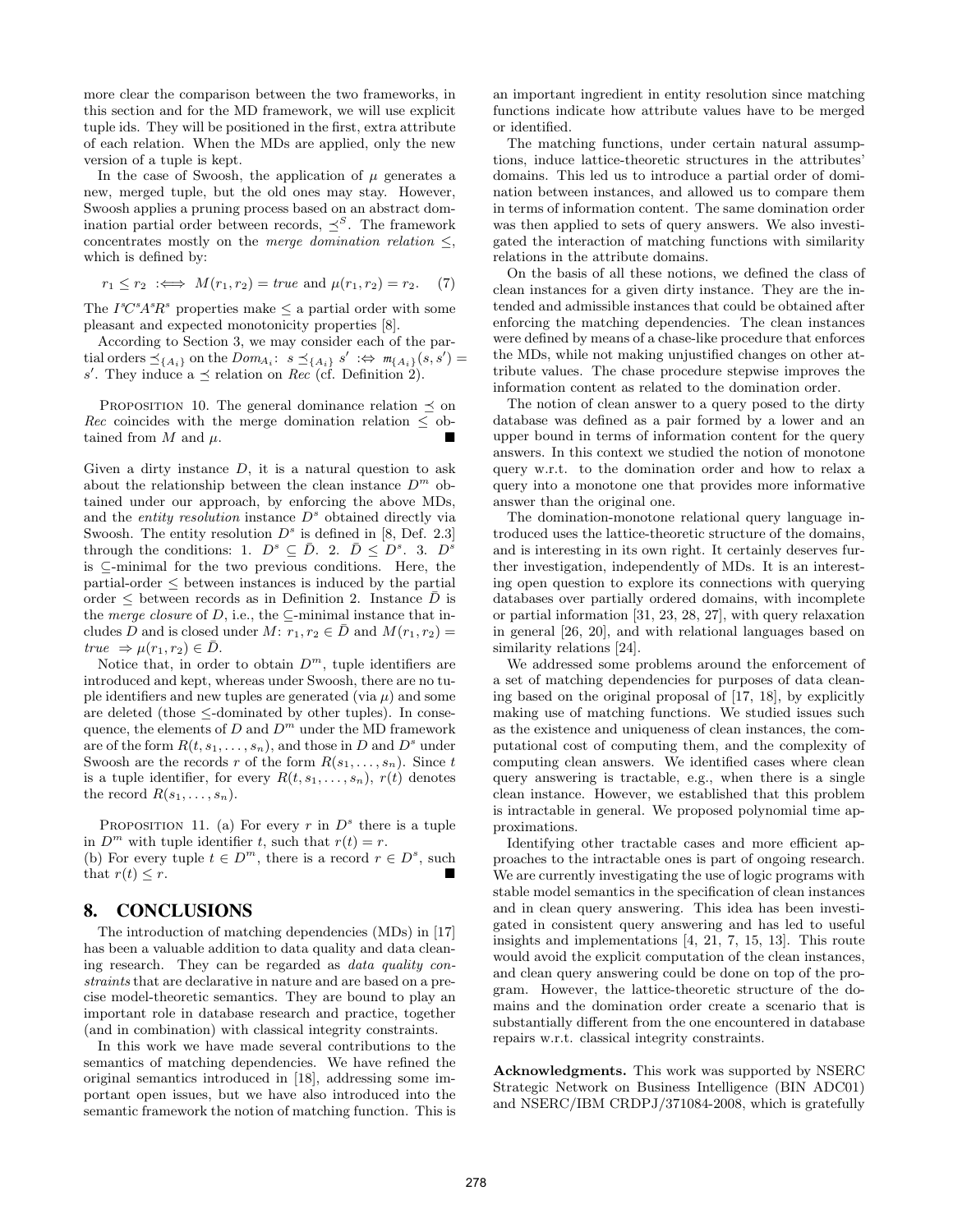more clear the comparison between the two frameworks, in this section and for the MD framework, we will use explicit tuple ids. They will be positioned in the first, extra attribute of each relation. When the MDs are applied, only the new version of a tuple is kept.

In the case of Swoosh, the application of $\mu$ generates a new, merged tuple, but the old ones may stay. However, Swoosh applies a pruning process based on an abstract domination partial order between records, $\preceq^S$. The framework concentrates mostly on the *merge domination relation* $\leq$, which is defined by:

$$r_1 \leq r_2 \ :\Longleftrightarrow\ M(r_1, r_2) = \mathit{true} \text{ and } \mu(r_1, r_2) = r_2. \quad (7)$$

The $I^sC^sA^sR^s$ properties make $\leq$ a partial order with some pleasant and expected monotonicity properties [8].

According to Section 3, we may consider each of the partial orders $\preceq_{\{A_i\}}$ on the $Dom_{A_i}$: $s \preceq_{\{A_i\}} s' :\Leftrightarrow m_{\{A_i\}}(s, s') = s'$. They induce a $\preceq$ relation on $Rec$ (cf. Definition 2).

PROPOSITION 10. The general dominance relation $\preceq$ on $Rec$ coincides with the merge domination relation $\leq$ obtained from $M$ and $\mu$. ■

Given a dirty instance $D$, it is a natural question to ask about the relationship between the clean instance $D^m$ obtained under our approach, by enforcing the above MDs, and the *entity resolution* instance $D^s$ obtained directly via Swoosh. The entity resolution $D^s$ is defined in [8, Def. 2.3] through the conditions: 1. $D^s \subseteq \bar{D}$. 2. $\bar{D} \leq D^s$. 3. $D^s$ is $\subseteq$-minimal for the two previous conditions. Here, the partial-order $\leq$ between instances is induced by the partial order $\leq$ between records as in Definition 2. Instance $\bar{D}$ is the *merge closure* of $D$, i.e., the $\subseteq$-minimal instance that includes $D$ and is closed under $M$: $r_1, r_2 \in \bar{D}$ and $M(r_1, r_2) = \mathit{true} \ \Rightarrow \mu(r_1, r_2) \in \bar{D}$.

Notice that, in order to obtain $D^m$, tuple identifiers are introduced and kept, whereas under Swoosh, there are no tuple identifiers and new tuples are generated (via $\mu$) and some are deleted (those $\leq$-dominated by other tuples). In consequence, the elements of $D$ and $D^m$ under the MD framework are of the form $R(t, s_1, \ldots, s_n)$, and those in $D$ and $D^s$ under Swoosh are the records $r$ of the form $R(s_1, \ldots, s_n)$. Since $t$ is a tuple identifier, for every $R(t, s_1, \ldots, s_n)$, $r(t)$ denotes the record $R(s_1, \ldots, s_n)$.

PROPOSITION 11. (a) For every $r$ in $D^s$ there is a tuple in $D^m$ with tuple identifier $t$, such that $r(t) = r$.
(b) For every tuple $t \in D^m$, there is a record $r \in D^s$, such that $r(t) \leq r$. ■

## 8. CONCLUSIONS

The introduction of matching dependencies (MDs) in [17] has been a valuable addition to data quality and data cleaning research. They can be regarded as *data quality constraints* that are declarative in nature and are based on a precise model-theoretic semantics. They are bound to play an important role in database research and practice, together (and in combination) with classical integrity constraints.

In this work we have made several contributions to the semantics of matching dependencies. We have refined the original semantics introduced in [18], addressing some important open issues, but we have also introduced into the semantic framework the notion of matching function. This is an important ingredient in entity resolution since matching functions indicate how attribute values have to be merged or identified.

The matching functions, under certain natural assumptions, induce lattice-theoretic structures in the attributes' domains. This led us to introduce a partial order of domination between instances, and allowed us to compare them in terms of information content. The same domination order was then applied to sets of query answers. We also investigated the interaction of matching functions with similarity relations in the attribute domains.

On the basis of all these notions, we defined the class of clean instances for a given dirty instance. They are the intended and admissible instances that could be obtained after enforcing the matching dependencies. The clean instances were defined by means of a chase-like procedure that enforces the MDs, while not making unjustified changes on other attribute values. The chase procedure stepwise improves the information content as related to the domination order.

The notion of clean answer to a query posed to the dirty database was defined as a pair formed by a lower and an upper bound in terms of information content for the query answers. In this context we studied the notion of monotone query w.r.t. to the domination order and how to relax a query into a monotone one that provides more informative answer than the original one.

The domination-monotone relational query language introduced uses the lattice-theoretic structure of the domains, and is interesting in its own right. It certainly deserves further investigation, independently of MDs. It is an interesting open question to explore its connections with querying databases over partially ordered domains, with incomplete or partial information [31, 23, 28, 27], with query relaxation in general [26, 20], and with relational languages based on similarity relations [24].

We addressed some problems around the enforcement of a set of matching dependencies for purposes of data cleaning based on the original proposal of [17, 18], by explicitly making use of matching functions. We studied issues such as the existence and uniqueness of clean instances, the computational cost of computing them, and the complexity of computing clean answers. We identified cases where clean query answering is tractable, e.g., when there is a single clean instance. However, we established that this problem is intractable in general. We proposed polynomial time approximations.

Identifying other tractable cases and more efficient approaches to the intractable ones is part of ongoing research. We are currently investigating the use of logic programs with stable model semantics in the specification of clean instances and in clean query answering. This idea has been investigated in consistent query answering and has led to useful insights and implementations [4, 21, 7, 15, 13]. This route would avoid the explicit computation of the clean instances, and clean query answering could be done on top of the program. However, the lattice-theoretic structure of the domains and the domination order create a scenario that is substantially different from the one encountered in database repairs w.r.t. classical integrity constraints.

**Acknowledgments.** This work was supported by NSERC Strategic Network on Business Intelligence (BIN ADC01) and NSERC/IBM CRDPJ/371084-2008, which is gratefully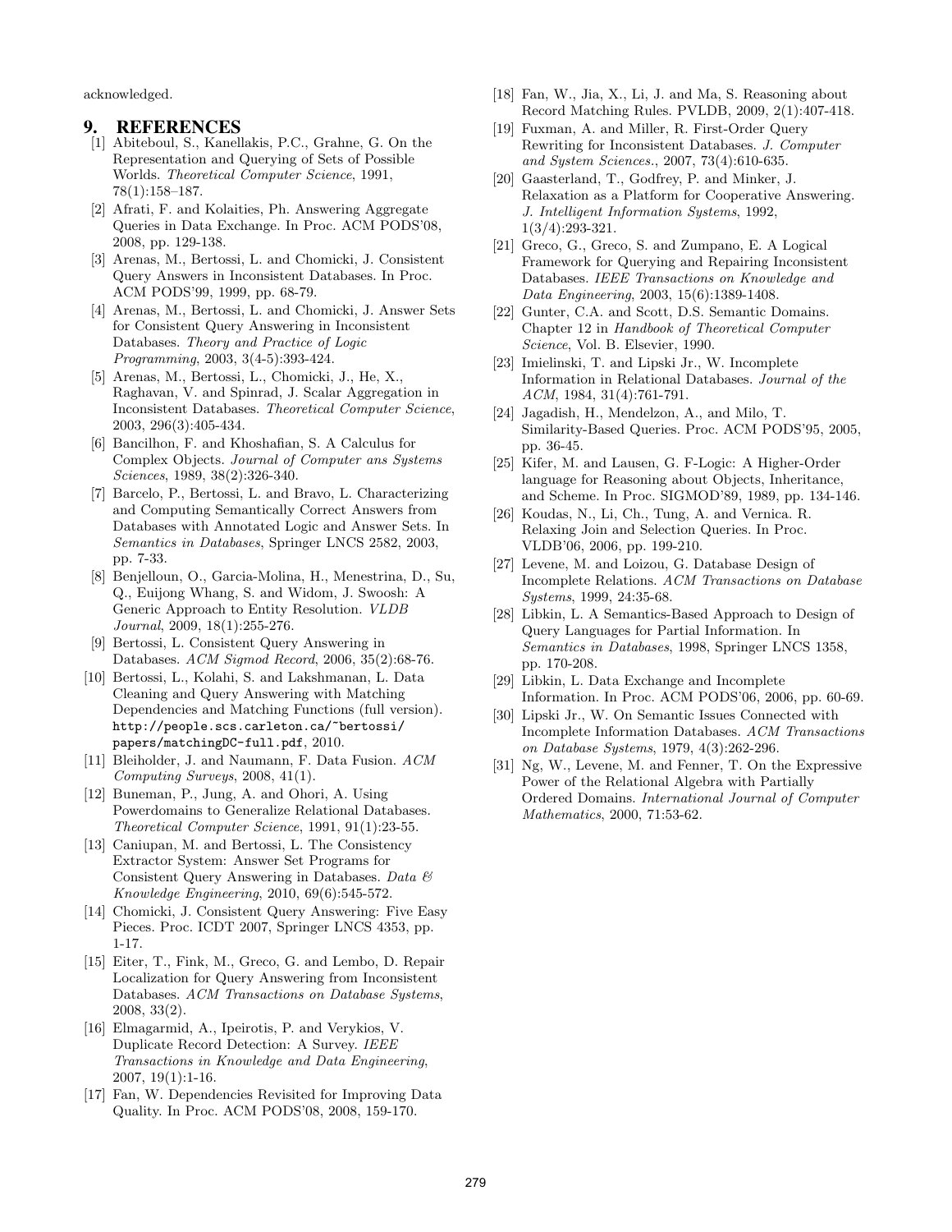acknowledged.

## 9. REFERENCES

[1] Abiteboul, S., Kanellakis, P.C., Grahne, G. On the Representation and Querying of Sets of Possible Worlds. *Theoretical Computer Science*, 1991, 78(1):158–187.

[2] Afrati, F. and Kolaities, Ph. Answering Aggregate Queries in Data Exchange. In Proc. ACM PODS'08, 2008, pp. 129-138.

[3] Arenas, M., Bertossi, L. and Chomicki, J. Consistent Query Answers in Inconsistent Databases. In Proc. ACM PODS'99, 1999, pp. 68-79.

[4] Arenas, M., Bertossi, L. and Chomicki, J. Answer Sets for Consistent Query Answering in Inconsistent Databases. *Theory and Practice of Logic Programming*, 2003, 3(4-5):393-424.

[5] Arenas, M., Bertossi, L., Chomicki, J., He, X., Raghavan, V. and Spinrad, J. Scalar Aggregation in Inconsistent Databases. *Theoretical Computer Science*, 2003, 296(3):405-434.

[6] Bancilhon, F. and Khoshafian, S. A Calculus for Complex Objects. *Journal of Computer ans Systems Sciences*, 1989, 38(2):326-340.

[7] Barcelo, P., Bertossi, L. and Bravo, L. Characterizing and Computing Semantically Correct Answers from Databases with Annotated Logic and Answer Sets. In *Semantics in Databases*, Springer LNCS 2582, 2003, pp. 7-33.

[8] Benjelloun, O., Garcia-Molina, H., Menestrina, D., Su, Q., Euijong Whang, S. and Widom, J. Swoosh: A Generic Approach to Entity Resolution. *VLDB Journal*, 2009, 18(1):255-276.

[9] Bertossi, L. Consistent Query Answering in Databases. *ACM Sigmod Record*, 2006, 35(2):68-76.

[10] Bertossi, L., Kolahi, S. and Lakshmanan, L. Data Cleaning and Query Answering with Matching Dependencies and Matching Functions (full version). `http://people.scs.carleton.ca/~bertossi/papers/matchingDC-full.pdf`, 2010.

[11] Bleiholder, J. and Naumann, F. Data Fusion. *ACM Computing Surveys*, 2008, 41(1).

[12] Buneman, P., Jung, A. and Ohori, A. Using Powerdomains to Generalize Relational Databases. *Theoretical Computer Science*, 1991, 91(1):23-55.

[13] Caniupan, M. and Bertossi, L. The Consistency Extractor System: Answer Set Programs for Consistent Query Answering in Databases. *Data & Knowledge Engineering*, 2010, 69(6):545-572.

[14] Chomicki, J. Consistent Query Answering: Five Easy Pieces. Proc. ICDT 2007, Springer LNCS 4353, pp. 1-17.

[15] Eiter, T., Fink, M., Greco, G. and Lembo, D. Repair Localization for Query Answering from Inconsistent Databases. *ACM Transactions on Database Systems*, 2008, 33(2).

[16] Elmagarmid, A., Ipeirotis, P. and Verykios, V. Duplicate Record Detection: A Survey. *IEEE Transactions in Knowledge and Data Engineering*, 2007, 19(1):1-16.

[17] Fan, W. Dependencies Revisited for Improving Data Quality. In Proc. ACM PODS'08, 2008, 159-170.

[18] Fan, W., Jia, X., Li, J. and Ma, S. Reasoning about Record Matching Rules. PVLDB, 2009, 2(1):407-418.

[19] Fuxman, A. and Miller, R. First-Order Query Rewriting for Inconsistent Databases. *J. Computer and System Sciences.*, 2007, 73(4):610-635.

[20] Gaasterland, T., Godfrey, P. and Minker, J. Relaxation as a Platform for Cooperative Answering. *J. Intelligent Information Systems*, 1992, 1(3/4):293-321.

[21] Greco, G., Greco, S. and Zumpano, E. A Logical Framework for Querying and Repairing Inconsistent Databases. *IEEE Transactions on Knowledge and Data Engineering*, 2003, 15(6):1389-1408.

[22] Gunter, C.A. and Scott, D.S. Semantic Domains. Chapter 12 in *Handbook of Theoretical Computer Science*, Vol. B. Elsevier, 1990.

[23] Imielinski, T. and Lipski Jr., W. Incomplete Information in Relational Databases. *Journal of the ACM*, 1984, 31(4):761-791.

[24] Jagadish, H., Mendelzon, A., and Milo, T. Similarity-Based Queries. Proc. ACM PODS'95, 2005, pp. 36-45.

[25] Kifer, M. and Lausen, G. F-Logic: A Higher-Order language for Reasoning about Objects, Inheritance, and Scheme. In Proc. SIGMOD'89, 1989, pp. 134-146.

[26] Koudas, N., Li, Ch., Tung, A. and Vernica. R. Relaxing Join and Selection Queries. In Proc. VLDB'06, 2006, pp. 199-210.

[27] Levene, M. and Loizou, G. Database Design of Incomplete Relations. *ACM Transactions on Database Systems*, 1999, 24:35-68.

[28] Libkin, L. A Semantics-Based Approach to Design of Query Languages for Partial Information. In *Semantics in Databases*, 1998, Springer LNCS 1358, pp. 170-208.

[29] Libkin, L. Data Exchange and Incomplete Information. In Proc. ACM PODS'06, 2006, pp. 60-69.

[30] Lipski Jr., W. On Semantic Issues Connected with Incomplete Information Databases. *ACM Transactions on Database Systems*, 1979, 4(3):262-296.

[31] Ng, W., Levene, M. and Fenner, T. On the Expressive Power of the Relational Algebra with Partially Ordered Domains. *International Journal of Computer Mathematics*, 2000, 71:53-62.